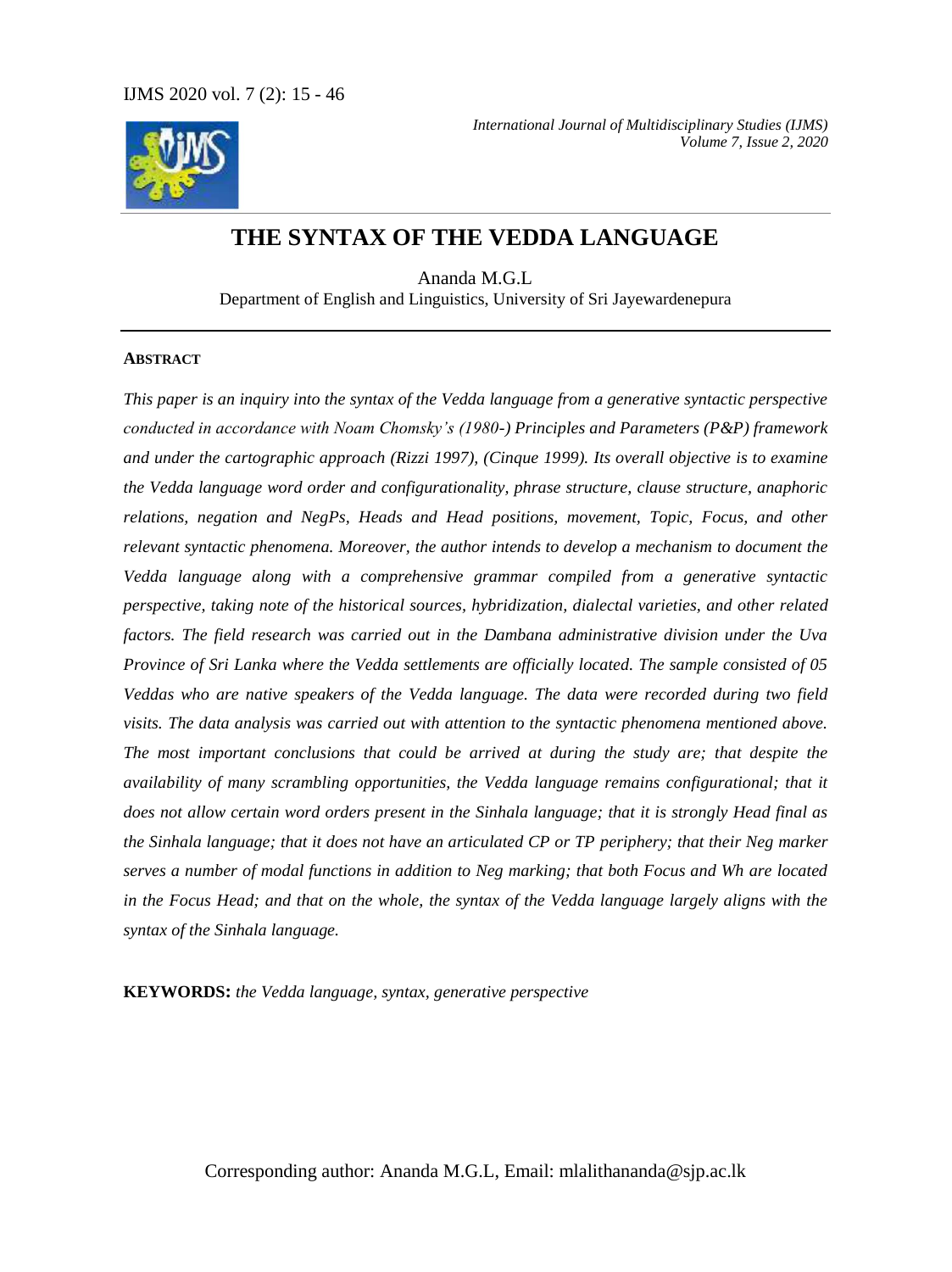# THE SYNTAX OF THE VEDDA LANGUAGE

Ananda M.G.L

Department of English and Linguistics, University of Sri Jayewardenepura

## ABSTRACT

*This paper is an inquiry into the syntax of the Vedda language from a generative syntactic perspective conducted in accordance with Noam Chomsky's (1980-) Principles and Parameters (P&P) framework and under the cartographic approach (Rizzi 1997), (Cinque 1999). Its overall objective is to examine the Vedda language word order and configurationality, phrase structure, clause structure, anaphoric relations, negation and NegPs, Heads and Head positions, movement, Topic, Focus, and other relevant syntactic phenomena. Moreover, the author intends to develop a mechanism to document the Vedda language along with a comprehensive grammar compiled from a generative syntactic perspective, taking note of the historical sources, hybridization, dialectal varieties, and other related factors. The field research was carried out in the Dambana administrative division under the Uva Province of Sri Lanka where the Vedda settlements are officially located. The sample consisted of 05 Veddas who are native speakers of the Vedda language. The data were recorded during two field visits. The data analysis was carried out with attention to the syntactic phenomena mentioned above. The most important conclusions that could be arrived at during the study are; that despite the availability of many scrambling opportunities, the Vedda language remains configurational; that it does not allow certain word orders present in the Sinhala language; that it is strongly Head final as the Sinhala language; that it does not have an articulated CP or TP periphery; that their Neg marker serves a number of modal functions in addition to Neg marking; that both Focus and Wh are located in the Focus Head; and that on the whole, the syntax of the Vedda language largely aligns with the syntax of the Sinhala language.*

**KEYWORDS:** *the Vedda language, syntax, generative perspective*

Corresponding author: Ananda M.G.L, Email: mlalithananda@sjp.ac.lk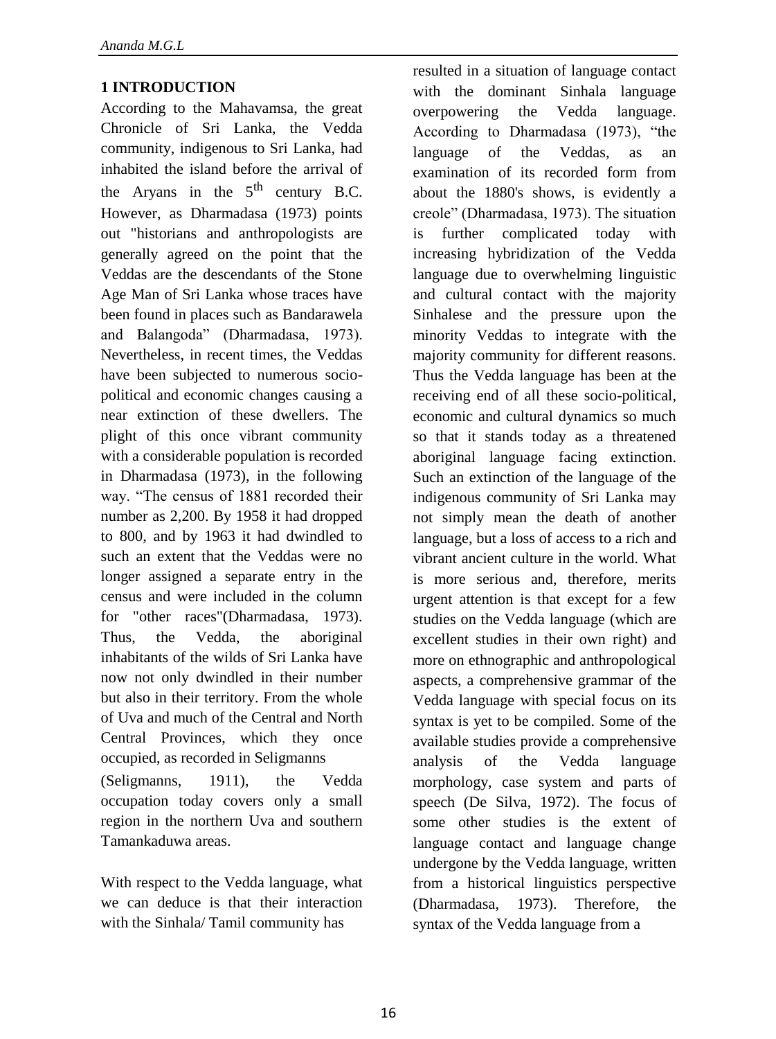## 1 INTRODUCTION

According to the Mahavamsa, the great Chronicle of Sri Lanka, the Vedda community, indigenous to Sri Lanka, had inhabited the island before the arrival of the Aryans in the 5th century B.C. However, as Dharmadasa (1973) points out "historians and anthropologists are generally agreed on the point that the Veddas are the descendants of the Stone Age Man of Sri Lanka whose traces have been found in places such as Bandarawela and Balangoda" (Dharmadasa, 1973). Nevertheless, in recent times, the Veddas have been subjected to numerous socio-political and economic changes causing a near extinction of these dwellers. The plight of this once vibrant community with a considerable population is recorded in Dharmadasa (1973), in the following way. "The census of 1881 recorded their number as 2,200. By 1958 it had dropped to 800, and by 1963 it had dwindled to such an extent that the Veddas were no longer assigned a separate entry in the census and were included in the column for "other races"(Dharmadasa, 1973). Thus, the Vedda, the aboriginal inhabitants of the wilds of Sri Lanka have now not only dwindled in their number but also in their territory. From the whole of Uva and much of the Central and North Central Provinces, which they once occupied, as recorded in Seligmanns (Seligmanns, 1911), the Vedda occupation today covers only a small region in the northern Uva and southern Tamankaduwa areas.

With respect to the Vedda language, what we can deduce is that their interaction with the Sinhala/ Tamil community has resulted in a situation of language contact with the dominant Sinhala language overpowering the Vedda language. According to Dharmadasa (1973), "the language of the Veddas, as an examination of its recorded form from about the 1880's shows, is evidently a creole" (Dharmadasa, 1973). The situation is further complicated today with increasing hybridization of the Vedda language due to overwhelming linguistic and cultural contact with the majority Sinhalese and the pressure upon the minority Veddas to integrate with the majority community for different reasons. Thus the Vedda language has been at the receiving end of all these socio-political, economic and cultural dynamics so much so that it stands today as a threatened aboriginal language facing extinction. Such an extinction of the language of the indigenous community of Sri Lanka may not simply mean the death of another language, but a loss of access to a rich and vibrant ancient culture in the world. What is more serious and, therefore, merits urgent attention is that except for a few studies on the Vedda language (which are excellent studies in their own right) and more on ethnographic and anthropological aspects, a comprehensive grammar of the Vedda language with special focus on its syntax is yet to be compiled. Some of the available studies provide a comprehensive analysis of the Vedda language morphology, case system and parts of speech (De Silva, 1972). The focus of some other studies is the extent of language contact and language change undergone by the Vedda language, written from a historical linguistics perspective (Dharmadasa, 1973). Therefore, the syntax of the Vedda language from a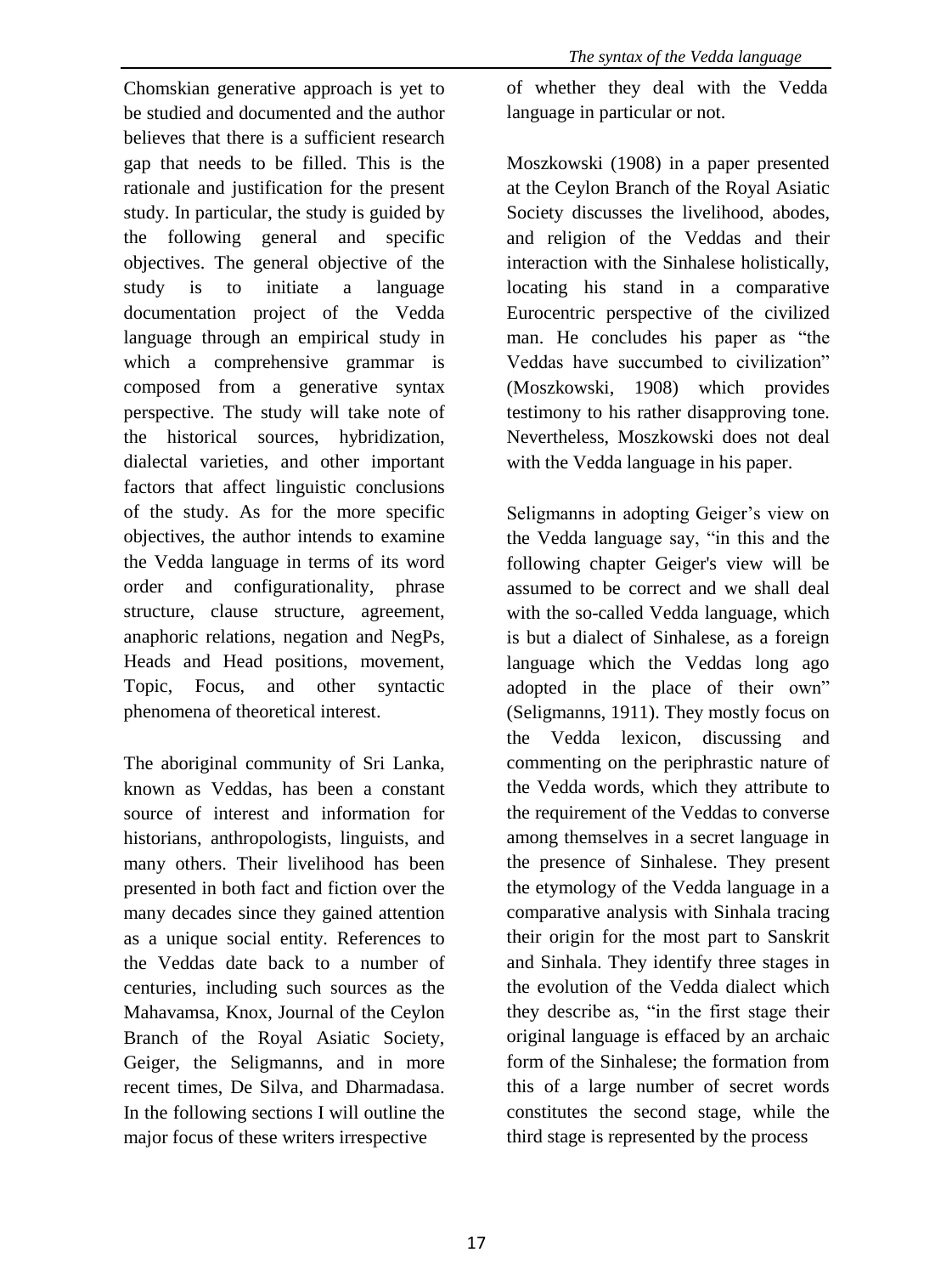Chomskian generative approach is yet to be studied and documented and the author believes that there is a sufficient research gap that needs to be filled. This is the rationale and justification for the present study. In particular, the study is guided by the following general and specific objectives. The general objective of the study is to initiate a language documentation project of the Vedda language through an empirical study in which a comprehensive grammar is composed from a generative syntax perspective. The study will take note of the historical sources, hybridization, dialectal varieties, and other important factors that affect linguistic conclusions of the study. As for the more specific objectives, the author intends to examine the Vedda language in terms of its word order and configurationality, phrase structure, clause structure, agreement, anaphoric relations, negation and NegPs, Heads and Head positions, movement, Topic, Focus, and other syntactic phenomena of theoretical interest.

The aboriginal community of Sri Lanka, known as Veddas, has been a constant source of interest and information for historians, anthropologists, linguists, and many others. Their livelihood has been presented in both fact and fiction over the many decades since they gained attention as a unique social entity. References to the Veddas date back to a number of centuries, including such sources as the Mahavamsa, Knox, Journal of the Ceylon Branch of the Royal Asiatic Society, Geiger, the Seligmanns, and in more recent times, De Silva, and Dharmadasa. In the following sections I will outline the major focus of these writers irrespective of whether they deal with the Vedda language in particular or not.

Moszkowski (1908) in a paper presented at the Ceylon Branch of the Royal Asiatic Society discusses the livelihood, abodes, and religion of the Veddas and their interaction with the Sinhalese holistically, locating his stand in a comparative Eurocentric perspective of the civilized man. He concludes his paper as "the Veddas have succumbed to civilization" (Moszkowski, 1908) which provides testimony to his rather disapproving tone. Nevertheless, Moszkowski does not deal with the Vedda language in his paper.

Seligmanns in adopting Geiger's view on the Vedda language say, "in this and the following chapter Geiger's view will be assumed to be correct and we shall deal with the so-called Vedda language, which is but a dialect of Sinhalese, as a foreign language which the Veddas long ago adopted in the place of their own" (Seligmanns, 1911). They mostly focus on the Vedda lexicon, discussing and commenting on the periphrastic nature of the Vedda words, which they attribute to the requirement of the Veddas to converse among themselves in a secret language in the presence of Sinhalese. They present the etymology of the Vedda language in a comparative analysis with Sinhala tracing their origin for the most part to Sanskrit and Sinhala. They identify three stages in the evolution of the Vedda dialect which they describe as, "in the first stage their original language is effaced by an archaic form of the Sinhalese; the formation from this of a large number of secret words constitutes the second stage, while the third stage is represented by the process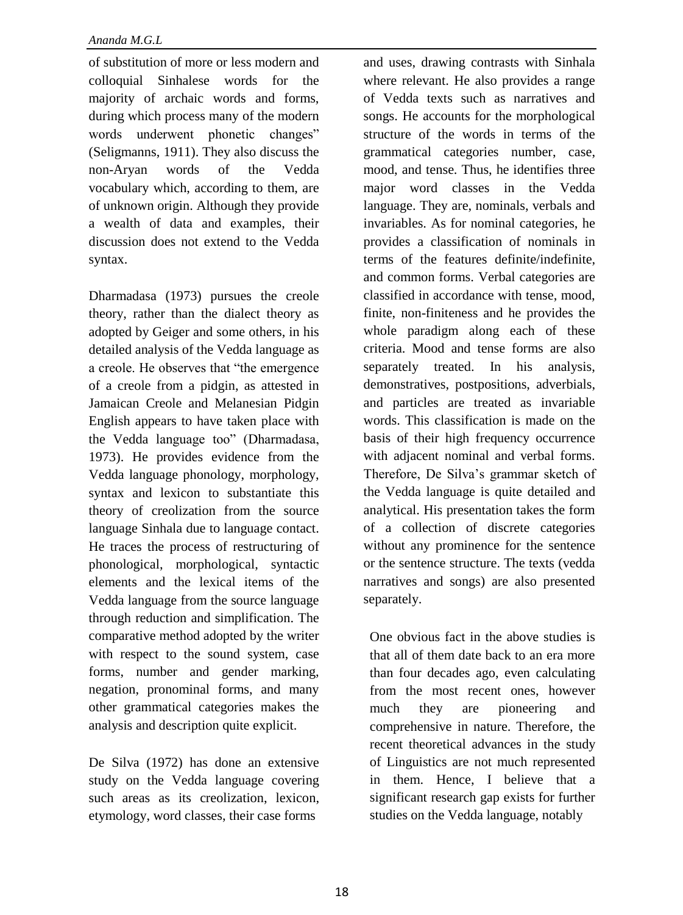of substitution of more or less modern and colloquial Sinhalese words for the majority of archaic words and forms, during which process many of the modern words underwent phonetic changes" (Seligmanns, 1911). They also discuss the non-Aryan words of the Vedda vocabulary which, according to them, are of unknown origin. Although they provide a wealth of data and examples, their discussion does not extend to the Vedda syntax.

Dharmadasa (1973) pursues the creole theory, rather than the dialect theory as adopted by Geiger and some others, in his detailed analysis of the Vedda language as a creole. He observes that "the emergence of a creole from a pidgin, as attested in Jamaican Creole and Melanesian Pidgin English appears to have taken place with the Vedda language too" (Dharmadasa, 1973). He provides evidence from the Vedda language phonology, morphology, syntax and lexicon to substantiate this theory of creolization from the source language Sinhala due to language contact. He traces the process of restructuring of phonological, morphological, syntactic elements and the lexical items of the Vedda language from the source language through reduction and simplification. The comparative method adopted by the writer with respect to the sound system, case forms, number and gender marking, negation, pronominal forms, and many other grammatical categories makes the analysis and description quite explicit.

De Silva (1972) has done an extensive study on the Vedda language covering such areas as its creolization, lexicon, etymology, word classes, their case forms and uses, drawing contrasts with Sinhala where relevant. He also provides a range of Vedda texts such as narratives and songs. He accounts for the morphological structure of the words in terms of the grammatical categories number, case, mood, and tense. Thus, he identifies three major word classes in the Vedda language. They are, nominals, verbals and invariables. As for nominal categories, he provides a classification of nominals in terms of the features definite/indefinite, and common forms. Verbal categories are classified in accordance with tense, mood, finite, non-finiteness and he provides the whole paradigm along each of these criteria. Mood and tense forms are also separately treated. In his analysis, demonstratives, postpositions, adverbials, and particles are treated as invariable words. This classification is made on the basis of their high frequency occurrence with adjacent nominal and verbal forms. Therefore, De Silva's grammar sketch of the Vedda language is quite detailed and analytical. His presentation takes the form of a collection of discrete categories without any prominence for the sentence or the sentence structure. The texts (vedda narratives and songs) are also presented separately.

One obvious fact in the above studies is that all of them date back to an era more than four decades ago, even calculating from the most recent ones, however much they are pioneering and comprehensive in nature. Therefore, the recent theoretical advances in the study of Linguistics are not much represented in them. Hence, I believe that a significant research gap exists for further studies on the Vedda language, notably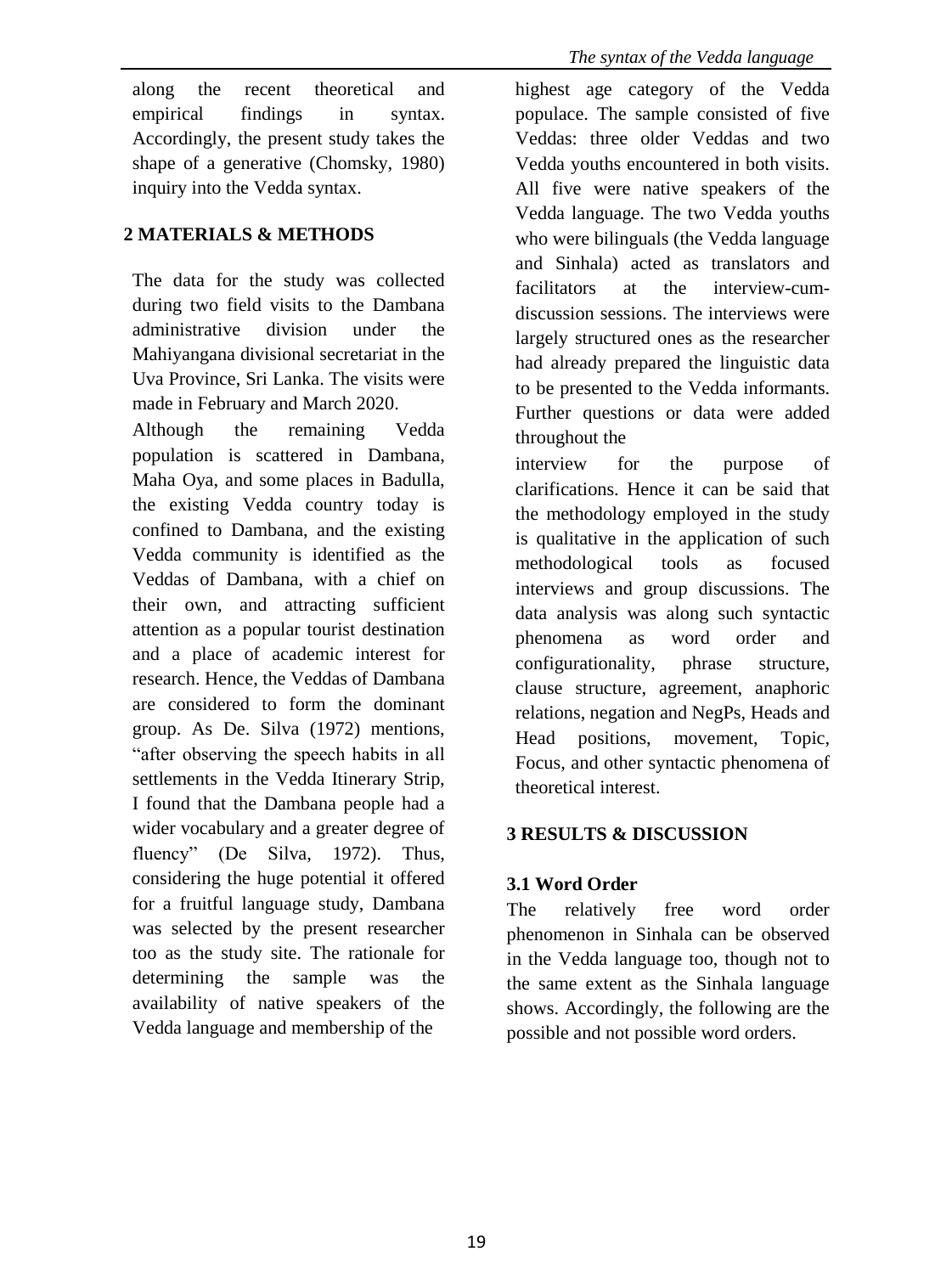along the recent theoretical and empirical findings in syntax. Accordingly, the present study takes the shape of a generative (Chomsky, 1980) inquiry into the Vedda syntax.

## 2 MATERIALS & METHODS

The data for the study was collected during two field visits to the Dambana administrative division under the Mahiyangana divisional secretariat in the Uva Province, Sri Lanka. The visits were made in February and March 2020.

Although the remaining Vedda population is scattered in Dambana, Maha Oya, and some places in Badulla, the existing Vedda country today is confined to Dambana, and the existing Vedda community is identified as the Veddas of Dambana, with a chief on their own, and attracting sufficient attention as a popular tourist destination and a place of academic interest for research. Hence, the Veddas of Dambana are considered to form the dominant group. As De. Silva (1972) mentions, "after observing the speech habits in all settlements in the Vedda Itinerary Strip, I found that the Dambana people had a wider vocabulary and a greater degree of fluency" (De Silva, 1972). Thus, considering the huge potential it offered for a fruitful language study, Dambana was selected by the present researcher too as the study site. The rationale for determining the sample was the availability of native speakers of the Vedda language and membership of the highest age category of the Vedda populace. The sample consisted of five Veddas: three older Veddas and two Vedda youths encountered in both visits. All five were native speakers of the Vedda language. The two Vedda youths who were bilinguals (the Vedda language and Sinhala) acted as translators and facilitators at the interview-cum-discussion sessions. The interviews were largely structured ones as the researcher had already prepared the linguistic data to be presented to the Vedda informants. Further questions or data were added throughout the interview for the purpose of clarifications. Hence it can be said that the methodology employed in the study is qualitative in the application of such methodological tools as focused interviews and group discussions. The data analysis was along such syntactic phenomena as word order and configurationality, phrase structure, clause structure, agreement, anaphoric relations, negation and NegPs, Heads and Head positions, movement, Topic, Focus, and other syntactic phenomena of theoretical interest.

## 3 RESULTS & DISCUSSION

### 3.1 Word Order

The relatively free word order phenomenon in Sinhala can be observed in the Vedda language too, though not to the same extent as the Sinhala language shows. Accordingly, the following are the possible and not possible word orders.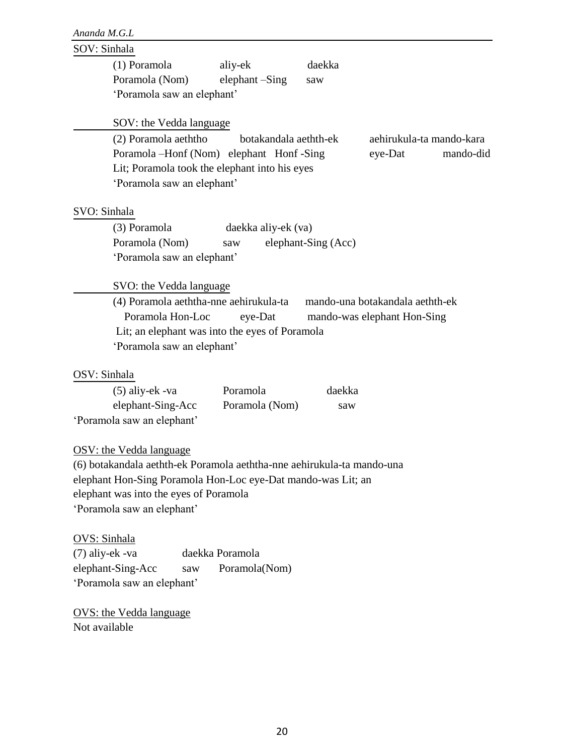SOV: Sinhala

(1) Poramola aliy-ek daekka
Poramola (Nom) elephant –Sing saw
'Poramola saw an elephant'

SOV: the Vedda language

(2) Poramola aeththo botakandala aethth-ek aehirukula-ta mando-kara
Poramola –Honf (Nom) elephant Honf -Sing eye-Dat mando-did
Lit; Poramola took the elephant into his eyes
'Poramola saw an elephant'

SVO: Sinhala

(3) Poramola daekka aliy-ek (va)
Poramola (Nom) saw elephant-Sing (Acc)
'Poramola saw an elephant'

SVO: the Vedda language

(4) Poramola aeththa-nne aehirukula-ta mando-una botakandala aethth-ek
Poramola Hon-Loc eye-Dat mando-was elephant Hon-Sing
Lit; an elephant was into the eyes of Poramola
'Poramola saw an elephant'

OSV: Sinhala

(5) aliy-ek -va Poramola daekka
elephant-Sing-Acc Poramola (Nom) saw
'Poramola saw an elephant'

OSV: the Vedda language

(6) botakandala aethth-ek Poramola aeththa-nne aehirukula-ta mando-una
elephant Hon-Sing Poramola Hon-Loc eye-Dat mando-was Lit; an
elephant was into the eyes of Poramola
'Poramola saw an elephant'

OVS: Sinhala

(7) aliy-ek -va daekka Poramola
elephant-Sing-Acc saw Poramola(Nom)
'Poramola saw an elephant'

OVS: the Vedda language

Not available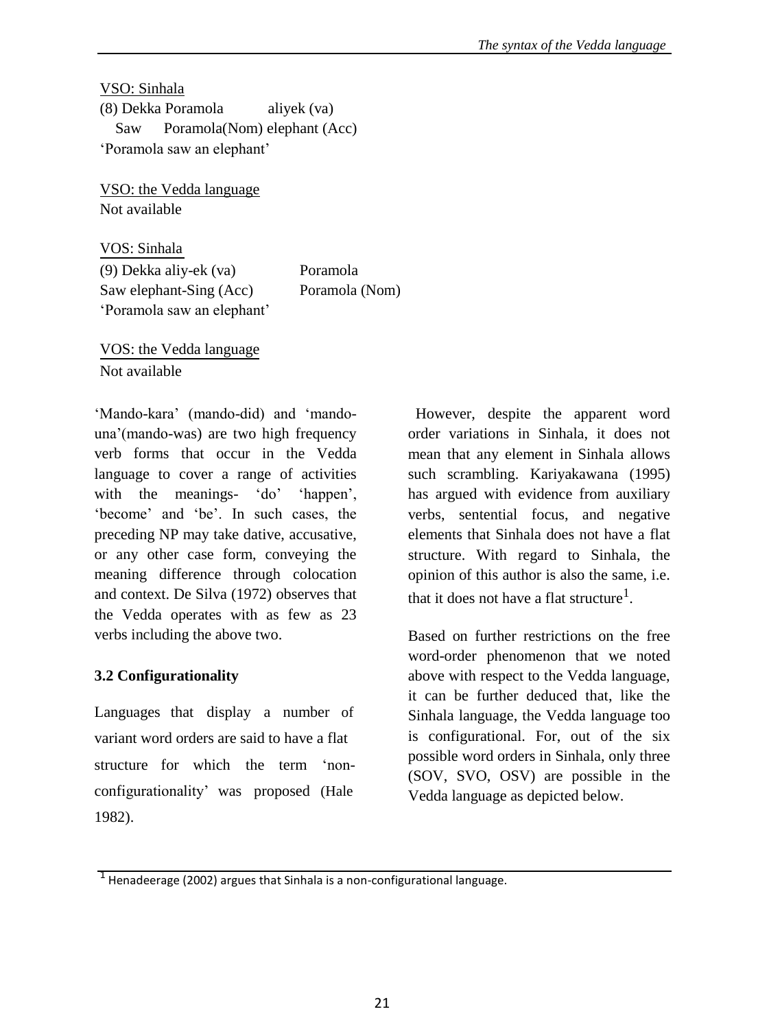<u>VSO: Sinhala</u>

(8) Dekka Poramola aliyek (va)
Saw Poramola(Nom) elephant (Acc)
'Poramola saw an elephant'

<u>VSO: the Vedda language</u>

Not available

<u>VOS: Sinhala</u>

(9) Dekka aliy-ek (va) Poramola
Saw elephant-Sing (Acc) Poramola (Nom)
'Poramola saw an elephant'

<u>VOS: the Vedda language</u>

Not available

'Mando-kara' (mando-did) and 'mando-una'(mando-was) are two high frequency verb forms that occur in the Vedda language to cover a range of activities with the meanings- 'do' 'happen', 'become' and 'be'. In such cases, the preceding NP may take dative, accusative, or any other case form, conveying the meaning difference through colocation and context. De Silva (1972) observes that the Vedda operates with as few as 23 verbs including the above two.

**3.2 Configurationality**

Languages that display a number of variant word orders are said to have a flat structure for which the term 'non-configurationality' was proposed (Hale 1982).

However, despite the apparent word order variations in Sinhala, it does not mean that any element in Sinhala allows such scrambling. Kariyakawana (1995) has argued with evidence from auxiliary verbs, sentential focus, and negative elements that Sinhala does not have a flat structure. With regard to Sinhala, the opinion of this author is also the same, i.e. that it does not have a flat structure[1].

Based on further restrictions on the free word-order phenomenon that we noted above with respect to the Vedda language, it can be further deduced that, like the Sinhala language, the Vedda language too is configurational. For, out of the six possible word orders in Sinhala, only three (SOV, SVO, OSV) are possible in the Vedda language as depicted below.

---

[1] Henadeerage (2002) argues that Sinhala is a non-configurational language.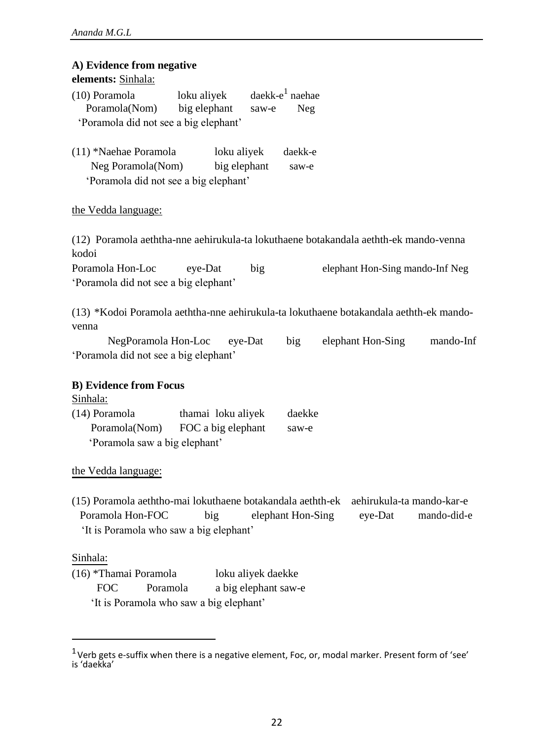**A) Evidence from negative elements:** Sinhala:

(10) Poramola loku aliyek daekk-e[1] naehae
Poramola(Nom) big elephant saw-e Neg
'Poramola did not see a big elephant'

(11) *Naehae Poramola loku aliyek daekk-e
Neg Poramola(Nom) big elephant saw-e
'Poramola did not see a big elephant'

the Vedda language:

(12) Poramola aeththa-nne aehirukula-ta lokuthaene botakandala aethth-ek mando-venna kodoi
Poramola Hon-Loc eye-Dat big elephant Hon-Sing mando-Inf Neg
'Poramola did not see a big elephant'

(13) *Kodoi Poramola aeththa-nne aehirukula-ta lokuthaene botakandala aethth-ek mando-venna
NegPoramola Hon-Loc eye-Dat big elephant Hon-Sing mando-Inf
'Poramola did not see a big elephant'

**B) Evidence from Focus**

Sinhala:

(14) Poramola thamai loku aliyek daekke
Poramola(Nom) FOC a big elephant saw-e
'Poramola saw a big elephant'

the Vedda language:

(15) Poramola aeththo-mai lokuthaene botakandala aethth-ek aehirukula-ta mando-kar-e
Poramola Hon-FOC big elephant Hon-Sing eye-Dat mando-did-e
'It is Poramola who saw a big elephant'

Sinhala:

(16) *Thamai Poramola loku aliyek daekke
FOC Poramola a big elephant saw-e
'It is Poramola who saw a big elephant'

---

[1] Verb gets e-suffix when there is a negative element, Foc, or, modal marker. Present form of 'see' is 'daekka'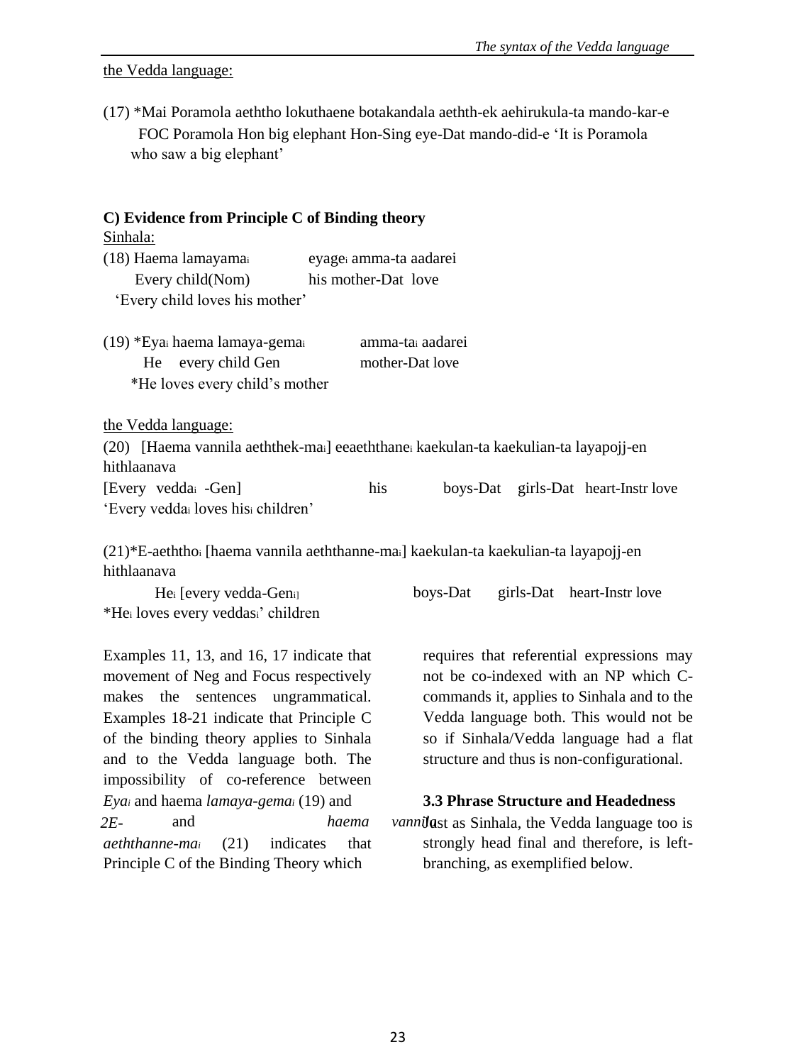the Vedda language:

(17) *Mai Poramola aeththo lokuthaene botakandala aethth-ek aehirukula-ta mando-kar-e
FOC Poramola Hon big elephant Hon-Sing eye-Dat mando-did-e 'It is Poramola who saw a big elephant'

**C) Evidence from Principle C of Binding theory**

Sinhala:

(18) Haema lamayama$_i$ eyage$_i$ amma-ta aadarei
Every child(Nom) his mother-Dat love
'Every child loves his mother'

(19) *Eya$_i$ haema lamaya-gema$_i$ amma-ta$_i$ aadarei
He every child Gen mother-Dat love
*He loves every child's mother

the Vedda language:

(20) [Haema vannila aeththek-ma$_i$] eeaeththane$_i$ kaekulan-ta kaekulian-ta layapojj-en hithlaanava
[Every vedda$_i$ -Gen] his boys-Dat girls-Dat heart-Instr love
'Every vedda$_i$ loves his$_i$ children'

(21)*E-aeththo$_i$ [haema vannila aeththanne-ma$_i$] kaekulan-ta kaekulian-ta layapojj-en hithlaanava
He$_i$ [every vedda-Gen$_i$] boys-Dat girls-Dat heart-Instr love
*He$_i$ loves every veddas$_i$' children

Examples 11, 13, and 16, 17 indicate that movement of Neg and Focus respectively makes the sentences ungrammatical. Examples 18-21 indicate that Principle C of the binding theory applies to Sinhala and to the Vedda language both. The impossibility of co-reference between *Eya$_i$* and haema *lamaya-gema$_i$* (19) and *2E-* and *haema vannila aeththanne-ma$_i$* (21) indicates that Principle C of the Binding Theory which requires that referential expressions may not be co-indexed with an NP which C-commands it, applies to Sinhala and to the Vedda language both. This would not be so if Sinhala/Vedda language had a flat structure and thus is non-configurational.

### 3.3 Phrase Structure and Headedness

Just as Sinhala, the Vedda language too is strongly head final and therefore, is left-branching, as exemplified below.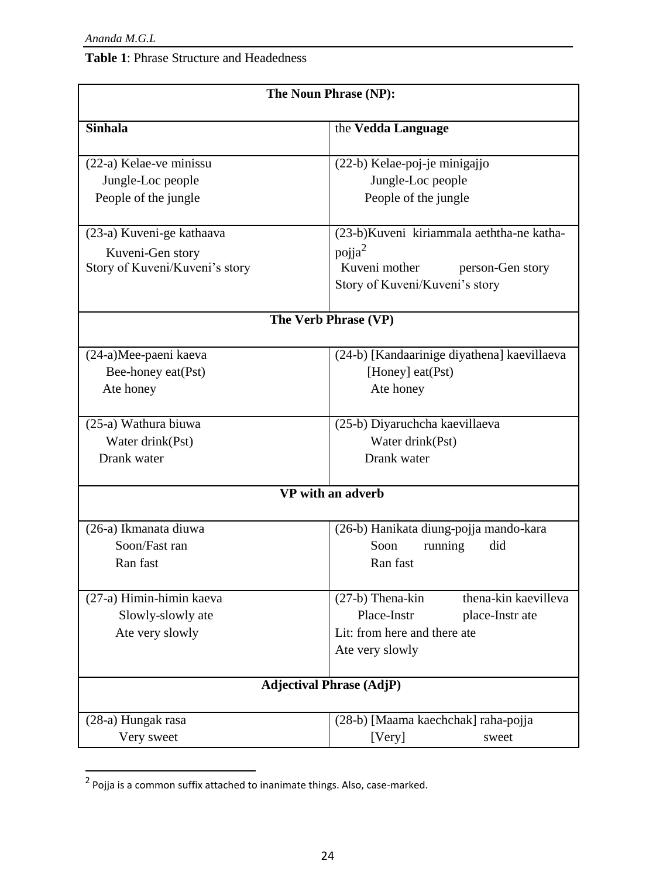**Table 1**: Phrase Structure and Headedness

| **The Noun Phrase (NP):** | |
|---|---|
| **Sinhala** | the **Vedda Language** |
| (22-a) Kelae-ve minissu<br>Jungle-Loc people<br>People of the jungle | (22-b) Kelae-poj-je minigajjo<br>Jungle-Loc people<br>People of the jungle |
| (23-a) Kuveni-ge kathaava<br>Kuveni-Gen story<br>Story of Kuveni/Kuveni's story | (23-b)Kuveni kiriammala aeththa-ne katha-pojja[2]<br>Kuveni mother person-Gen story<br>Story of Kuveni/Kuveni's story |
| **The Verb Phrase (VP)** | |
| (24-a)Mee-paeni kaeva<br>Bee-honey eat(Pst)<br>Ate honey | (24-b) [Kandaarinige diyathena] kaevillaeva<br>[Honey] eat(Pst)<br>Ate honey |
| (25-a) Wathura biuwa<br>Water drink(Pst)<br>Drank water | (25-b) Diyaruchcha kaevillaeva<br>Water drink(Pst)<br>Drank water |
| **VP with an adverb** | |
| (26-a) Ikmanata diuwa<br>Soon/Fast ran<br>Ran fast | (26-b) Hanikata diung-pojja mando-kara<br>Soon running did<br>Ran fast |
| (27-a) Himin-himin kaeva<br>Slowly-slowly ate<br>Ate very slowly | (27-b) Thena-kin thena-kin kaevilleva<br>Place-Instr place-Instr ate<br>Lit: from here and there ate<br>Ate very slowly |
| **Adjectival Phrase (AdjP)** | |
| (28-a) Hungak rasa<br>Very sweet | (28-b) [Maama kaechchak] raha-pojja<br>[Very] sweet |

[2] Pojja is a common suffix attached to inanimate things. Also, case-marked.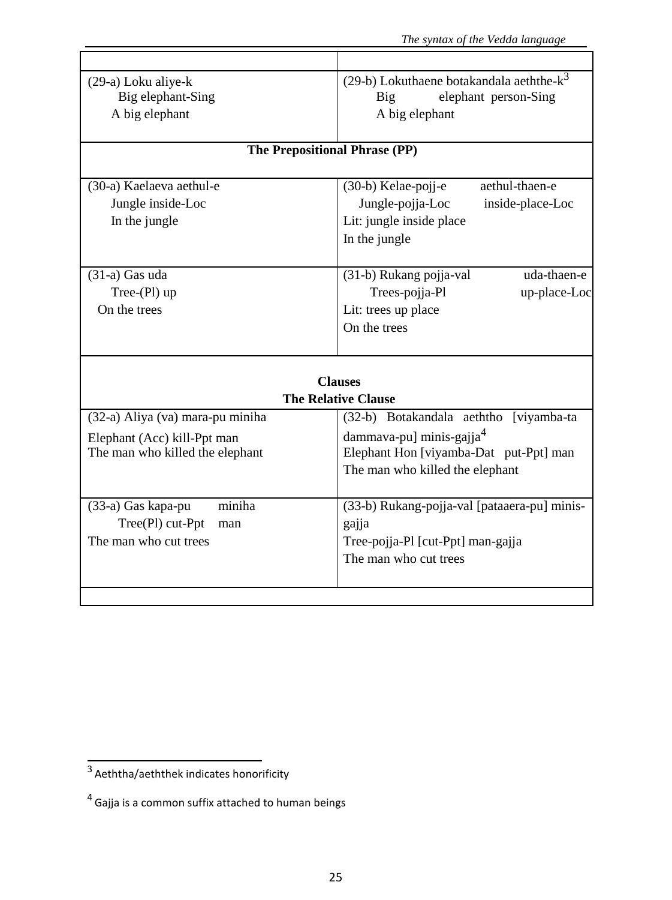| | |
|---|---|
| (29-a) Loku aliye-k<br>Big elephant-Sing<br>A big elephant | (29-b) Lokuthaene botakandala aeththe-k[3]<br>Big elephant person-Sing<br>A big elephant |
| **The Prepositional Phrase (PP)** | |
| (30-a) Kaelaeva aethul-e<br>Jungle inside-Loc<br>In the jungle | (30-b) Kelae-pojj-e aethul-thaen-e<br>Jungle-pojja-Loc inside-place-Loc<br>Lit: jungle inside place<br>In the jungle |
| (31-a) Gas uda<br>Tree-(Pl) up<br>On the trees | (31-b) Rukang pojja-val uda-thaen-e<br>Trees-pojja-Pl up-place-Loc<br>Lit: trees up place<br>On the trees |
| **Clauses**<br>**The Relative Clause** | |
| (32-a) Aliya (va) mara-pu miniha<br>Elephant (Acc) kill-Ppt man<br>The man who killed the elephant | (32-b) Botakandala aeththo [viyamba-ta dammava-pu] minis-gajja[4]<br>Elephant Hon [viyamba-Dat put-Ppt] man<br>The man who killed the elephant |
| (33-a) Gas kapa-pu miniha<br>Tree(Pl) cut-Ppt man<br>The man who cut trees | (33-b) Rukang-pojja-val [pataaera-pu] minis-gajja<br>Tree-pojja-Pl [cut-Ppt] man-gajja<br>The man who cut trees |

[3] Aeththa/aeththek indicates honorificity

[4] Gajja is a common suffix attached to human beings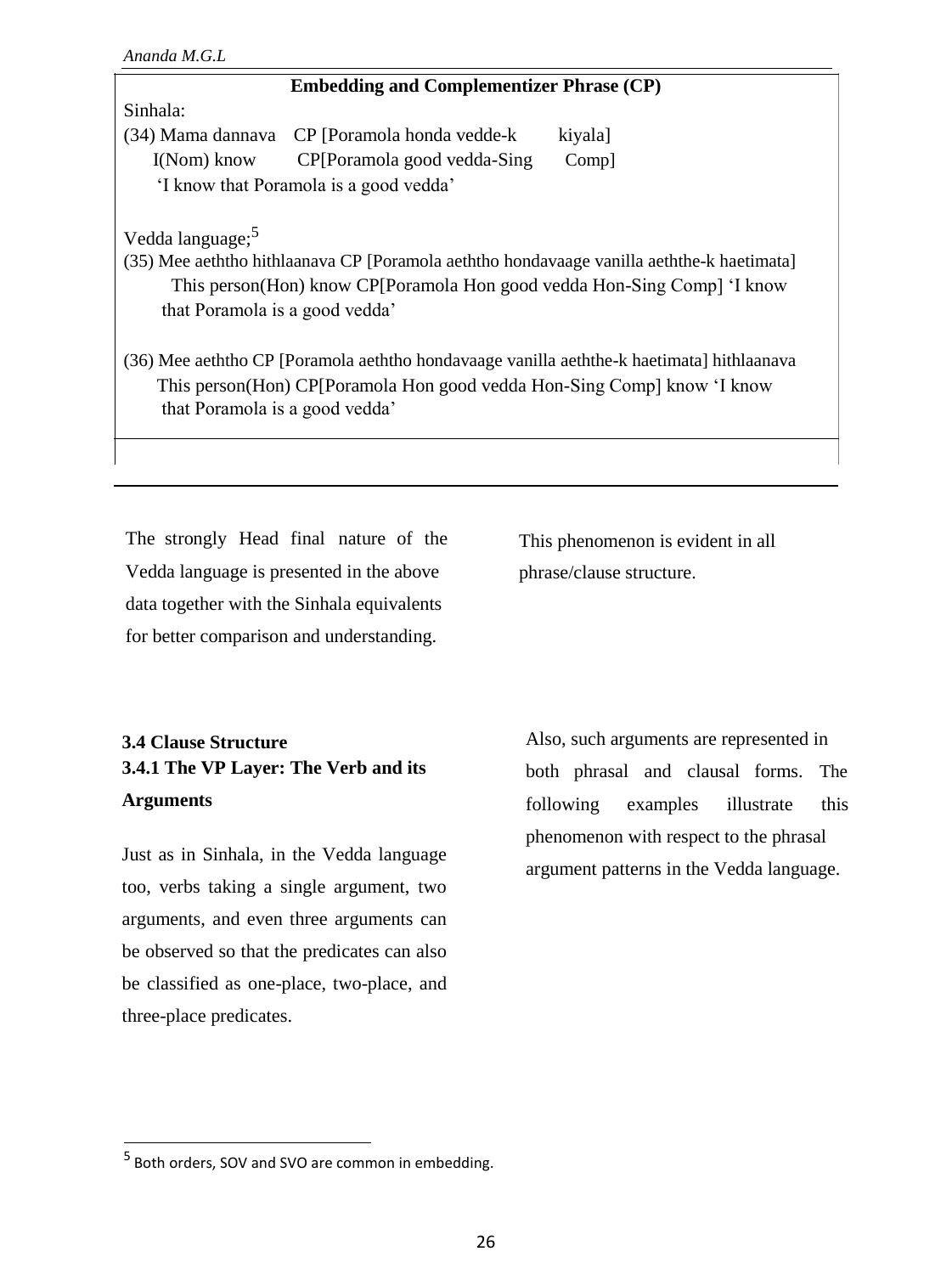**Embedding and Complementizer Phrase (CP)**

Sinhala:

(34) Mama dannava CP [Poramola honda vedde-k kiyala]
I(Nom) know CP[Poramola good vedda-Sing Comp]
'I know that Poramola is a good vedda'

Vedda language;[5]

(35) Mee aeththo hithlaanava CP [Poramola aeththo hondavaage vanilla aeththe-k haetimata]
This person(Hon) know CP[Poramola Hon good vedda Hon-Sing Comp] 'I know that Poramola is a good vedda'

(36) Mee aeththo CP [Poramola aeththo hondavaage vanilla aeththe-k haetimata] hithlaanava
This person(Hon) CP[Poramola Hon good vedda Hon-Sing Comp] know 'I know that Poramola is a good vedda'

The strongly Head final nature of the Vedda language is presented in the above data together with the Sinhala equivalents for better comparison and understanding. This phenomenon is evident in all phrase/clause structure.

### 3.4 Clause Structure

#### 3.4.1 The VP Layer: The Verb and its Arguments

Just as in Sinhala, in the Vedda language too, verbs taking a single argument, two arguments, and even three arguments can be observed so that the predicates can also be classified as one-place, two-place, and three-place predicates.

Also, such arguments are represented in both phrasal and clausal forms. The following examples illustrate this phenomenon with respect to the phrasal argument patterns in the Vedda language.

---

[5] Both orders, SOV and SVO are common in embedding.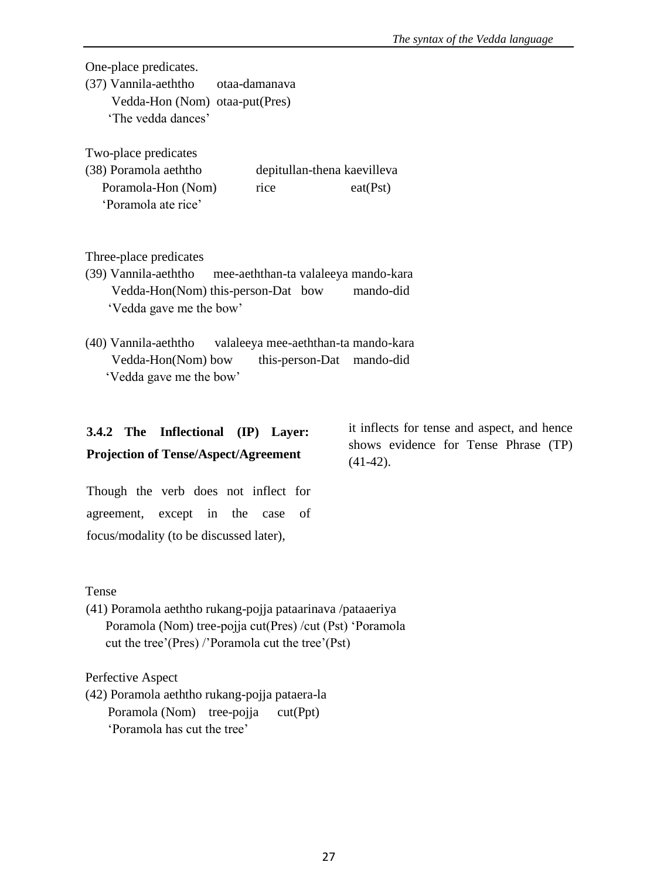One-place predicates.

(37) Vannila-aeththo otaa-damanava
Vedda-Hon (Nom) otaa-put(Pres)
'The vedda dances'

Two-place predicates

(38) Poramola aeththo depitullan-thena kaevilleva
Poramola-Hon (Nom) rice eat(Pst)
'Poramola ate rice'

Three-place predicates

(39) Vannila-aeththo mee-aeththan-ta valaleeya mando-kara
Vedda-Hon(Nom) this-person-Dat bow mando-did
'Vedda gave me the bow'

(40) Vannila-aeththo valaleeya mee-aeththan-ta mando-kara
Vedda-Hon(Nom) bow this-person-Dat mando-did
'Vedda gave me the bow'

### 3.4.2 The Inflectional (IP) Layer: Projection of Tense/Aspect/Agreement

Though the verb does not inflect for agreement, except in the case of focus/modality (to be discussed later), it inflects for tense and aspect, and hence shows evidence for Tense Phrase (TP) (41-42).

Tense

(41) Poramola aeththo rukang-pojja pataarinava /pataaeriya
Poramola (Nom) tree-pojja cut(Pres) /cut (Pst) 'Poramola cut the tree'(Pres) /'Poramola cut the tree'(Pst)

Perfective Aspect

(42) Poramola aeththo rukang-pojja pataera-la
Poramola (Nom) tree-pojja cut(Ppt)
'Poramola has cut the tree'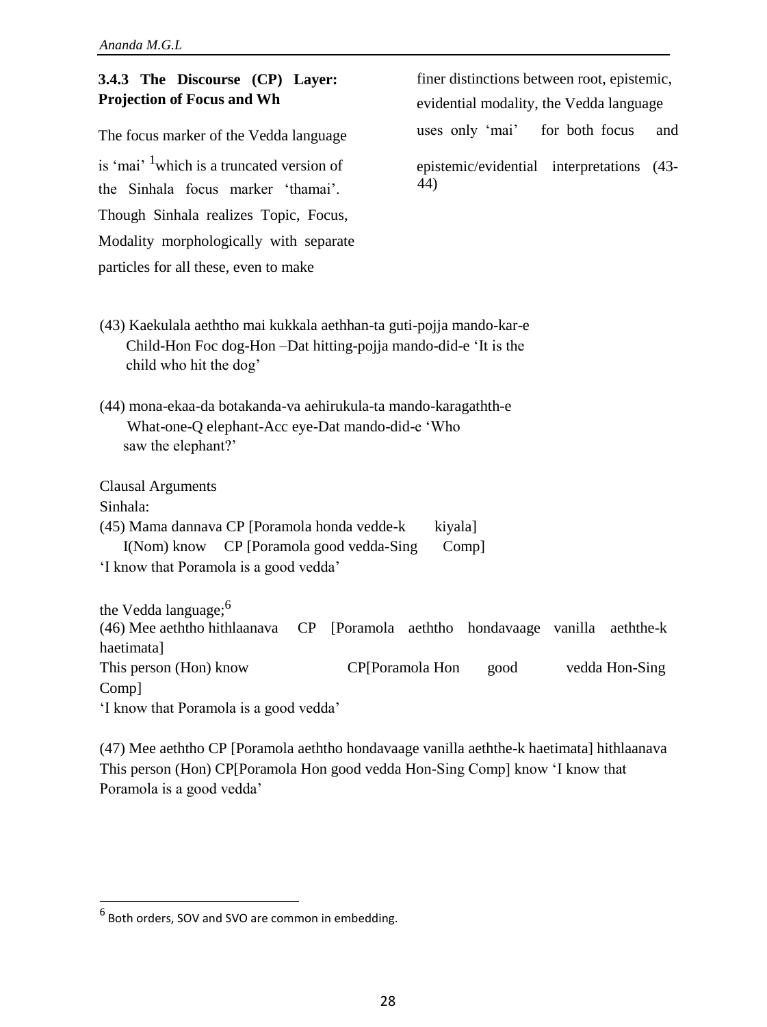### 3.4.3 The Discourse (CP) Layer: Projection of Focus and Wh

The focus marker of the Vedda language is 'mai' [1]which is a truncated version of the Sinhala focus marker 'thamai'. Though Sinhala realizes Topic, Focus, Modality morphologically with separate particles for all these, even to make finer distinctions between root, epistemic, evidential modality, the Vedda language uses only 'mai' for both focus and epistemic/evidential interpretations (43-44)

(43) Kaekulala aeththo mai kukkala aethhan-ta guti-pojja mando-kar-e
Child-Hon Foc dog-Hon –Dat hitting-pojja mando-did-e 'It is the child who hit the dog'

(44) mona-ekaa-da botakanda-va aehirukula-ta mando-karagathth-e
What-one-Q elephant-Acc eye-Dat mando-did-e 'Who saw the elephant?'

Clausal Arguments

Sinhala:

(45) Mama dannava CP [Poramola honda vedde-k kiyala]
I(Nom) know CP [Poramola good vedda-Sing Comp]
'I know that Poramola is a good vedda'

the Vedda language;[6]

(46) Mee aeththo hithlaanava CP [Poramola aeththo hondavaage vanilla aeththe-k haetimata]
This person (Hon) know CP[Poramola Hon good vedda Hon-Sing Comp]
'I know that Poramola is a good vedda'

(47) Mee aeththo CP [Poramola aeththo hondavaage vanilla aeththe-k haetimata] hithlaanava
This person (Hon) CP[Poramola Hon good vedda Hon-Sing Comp] know 'I know that Poramola is a good vedda'

[6] Both orders, SOV and SVO are common in embedding.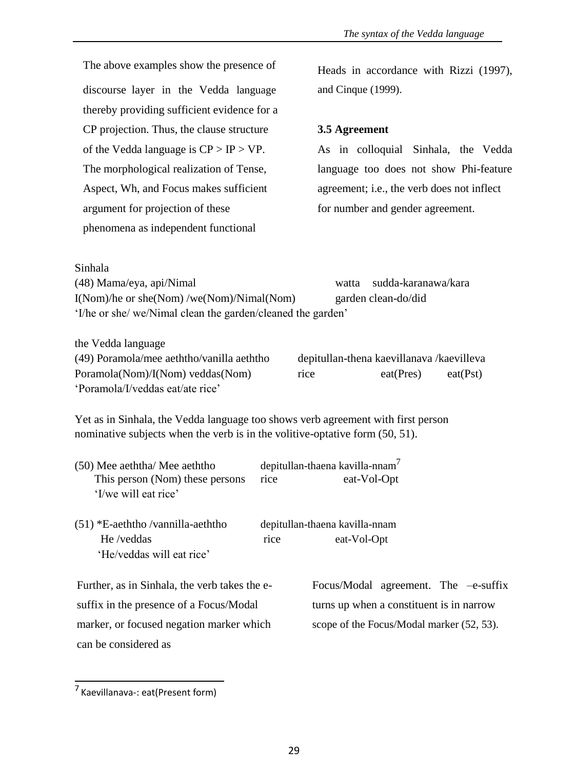The above examples show the presence of discourse layer in the Vedda language thereby providing sufficient evidence for a CP projection. Thus, the clause structure of the Vedda language is CP > IP > VP. The morphological realization of Tense, Aspect, Wh, and Focus makes sufficient argument for projection of these phenomena as independent functional Heads in accordance with Rizzi (1997), and Cinque (1999).

### 3.5 Agreement

As in colloquial Sinhala, the Vedda language too does not show Phi-feature agreement; i.e., the verb does not inflect for number and gender agreement.

Sinhala

(48) Mama/eya, api/Nimal watta sudda-karanawa/kara
I(Nom)/he or she(Nom) /we(Nom)/Nimal(Nom) garden clean-do/did
'I/he or she/ we/Nimal clean the garden/cleaned the garden'

the Vedda language

(49) Poramola/mee aeththo/vanilla aeththo depitullan-thena kaevillanava /kaevilleva
Poramola(Nom)/I(Nom) veddas(Nom) rice eat(Pres) eat(Pst)
'Poramola/I/veddas eat/ate rice'

Yet as in Sinhala, the Vedda language too shows verb agreement with first person nominative subjects when the verb is in the volitive-optative form (50, 51).

(50) Mee aeththa/ Mee aeththo depitullan-thaena kavilla-nnam[7]
This person (Nom) these persons rice eat-Vol-Opt
'I/we will eat rice'

(51) *E-aeththo /vannilla-aeththo depitullan-thaena kavilla-nnam
He /veddas rice eat-Vol-Opt
'He/veddas will eat rice'

Further, as in Sinhala, the verb takes the e-suffix in the presence of a Focus/Modal marker, or focused negation marker which can be considered as Focus/Modal agreement. The –e-suffix turns up when a constituent is in narrow scope of the Focus/Modal marker (52, 53).

---

[7] Kaevillanava-: eat(Present form)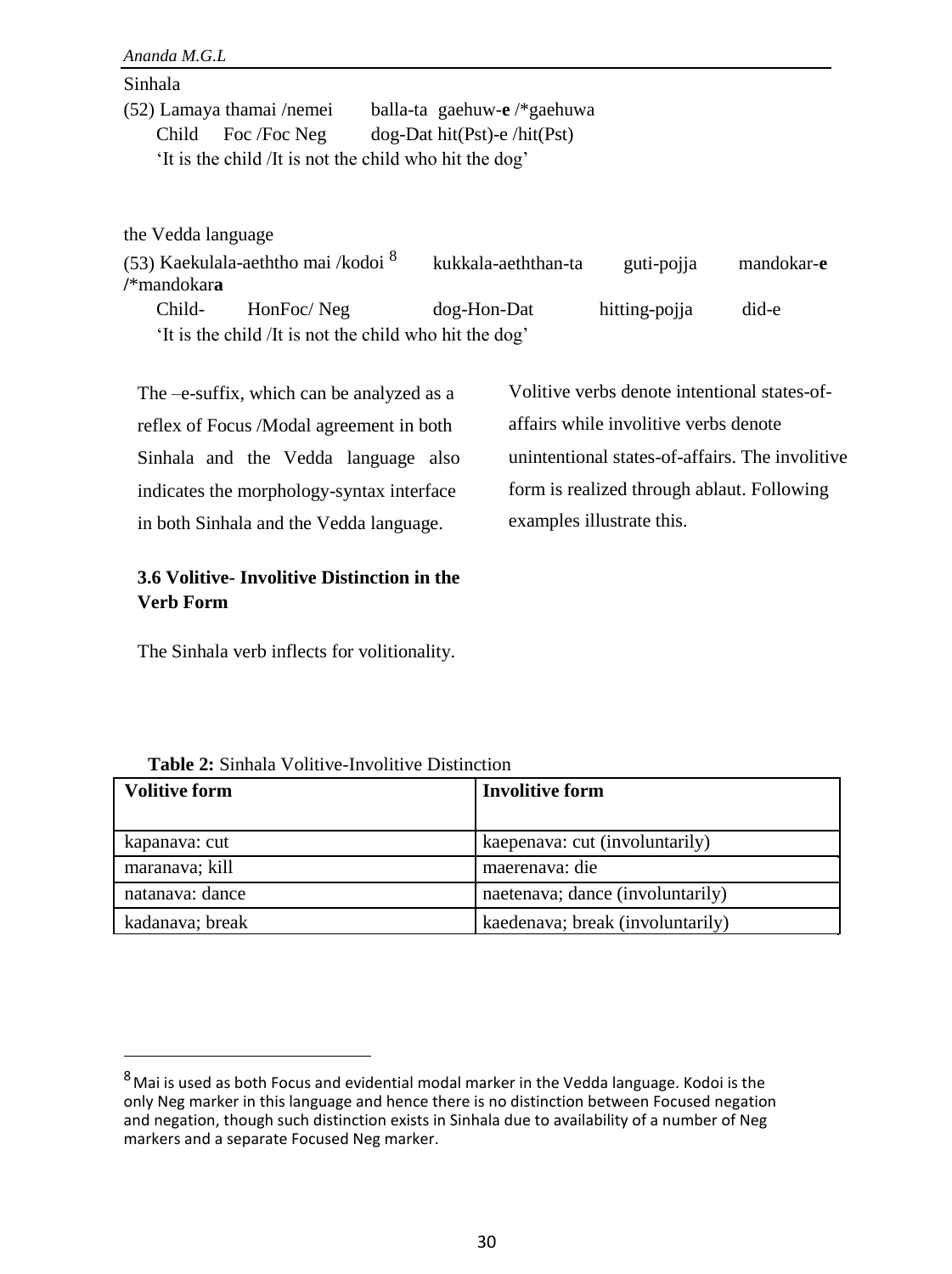Sinhala

(52) Lamaya thamai /nemei balla-ta gaehuw-**e** /*gaehuwa
Child Foc /Foc Neg dog-Dat hit(Pst)-e /hit(Pst)
'It is the child /It is not the child who hit the dog'

the Vedda language

(53) Kaekulala-aeththo mai /kodoi [8] kukkala-aeththan-ta guti-pojja mandokar-**e** **/***mandokar**a**
Child- HonFoc/ Neg dog-Hon-Dat hitting-pojja did-e
'It is the child /It is not the child who hit the dog'

The –e-suffix, which can be analyzed as a reflex of Focus /Modal agreement in both Sinhala and the Vedda language also indicates the morphology-syntax interface in both Sinhala and the Vedda language.

### 3.6 Volitive- Involitive Distinction in the Verb Form

The Sinhala verb inflects for volitionality.

Volitive verbs denote intentional states-of-affairs while involitive verbs denote unintentional states-of-affairs. The involitive form is realized through ablaut. Following examples illustrate this.

**Table 2:** Sinhala Volitive-Involitive Distinction

| **Volitive form** | **Involitive form** |
|---|---|
| kapanava: cut | kaepenava: cut (involuntarily) |
| maranava; kill | maerenava: die |
| natanava: dance | naetenava; dance (involuntarily) |
| kadanava; break | kaedenava; break (involuntarily) |

[8] Mai is used as both Focus and evidential modal marker in the Vedda language. Kodoi is the only Neg marker in this language and hence there is no distinction between Focused negation and negation, though such distinction exists in Sinhala due to availability of a number of Neg markers and a separate Focused Neg marker.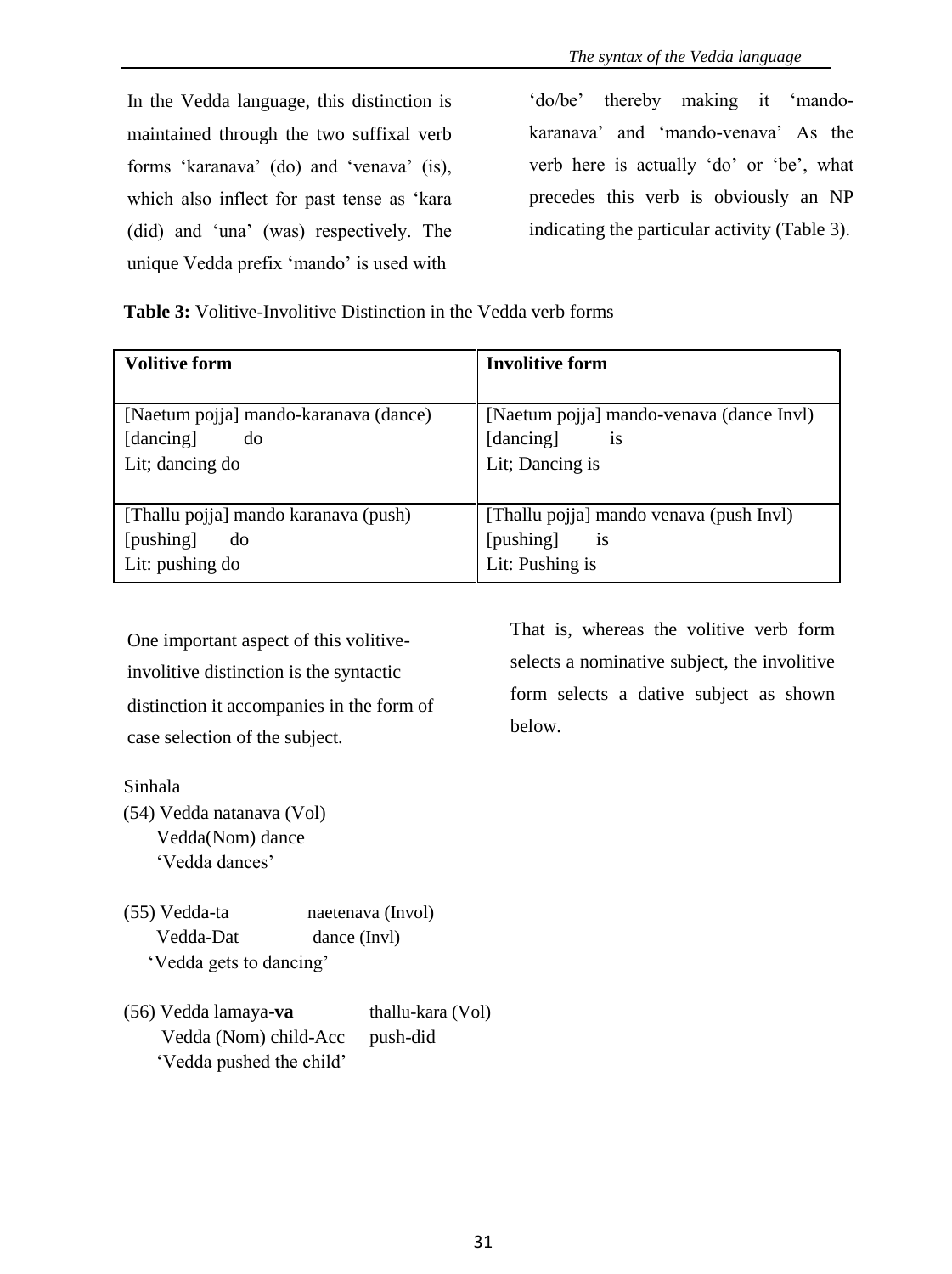In the Vedda language, this distinction is maintained through the two suffixal verb forms 'karanava' (do) and 'venava' (is), which also inflect for past tense as 'kara (did) and 'una' (was) respectively. The unique Vedda prefix 'mando' is used with 'do/be' thereby making it 'mando-karanava' and 'mando-venava' As the verb here is actually 'do' or 'be', what precedes this verb is obviously an NP indicating the particular activity (Table 3).

**Table 3:** Volitive-Involitive Distinction in the Vedda verb forms

| **Volitive form** | **Involitive form** |
|---|---|
| [Naetum pojja] mando-karanava (dance)<br>[dancing] do<br>Lit; dancing do | [Naetum pojja] mando-venava (dance Invl)<br>[dancing] is<br>Lit; Dancing is |
| [Thallu pojja] mando karanava (push)<br>[pushing] do<br>Lit: pushing do | [Thallu pojja] mando venava (push Invl)<br>[pushing] is<br>Lit: Pushing is |

One important aspect of this volitive-involitive distinction is the syntactic distinction it accompanies in the form of case selection of the subject. That is, whereas the volitive verb form selects a nominative subject, the involitive form selects a dative subject as shown below.

Sinhala

(54) Vedda natanava (Vol)
Vedda(Nom) dance
'Vedda dances'

(55) Vedda-ta naetenava (Invol)
Vedda-Dat dance (Invl)
'Vedda gets to dancing'

(56) Vedda lamaya-**va** thallu-kara (Vol)
Vedda (Nom) child-Acc push-did
'Vedda pushed the child'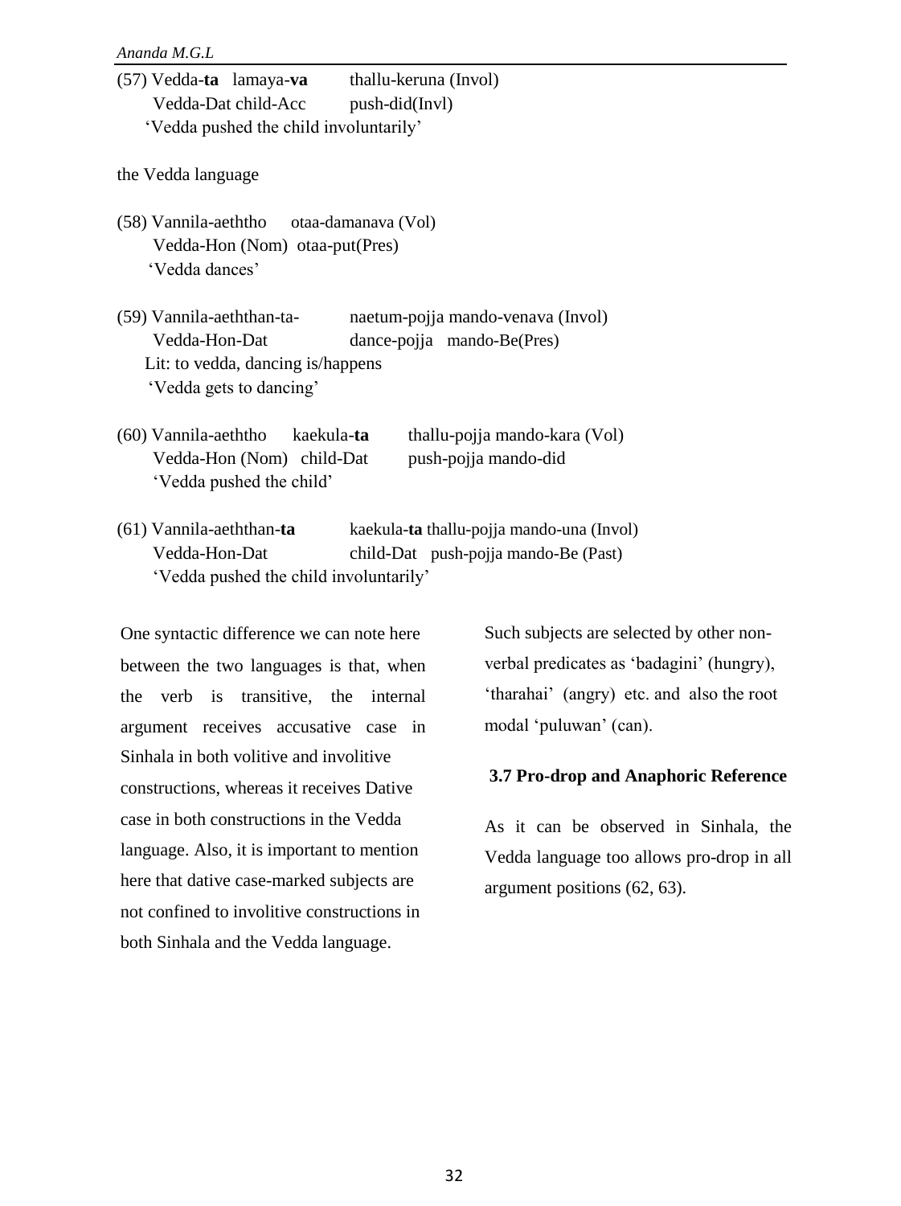(57) Vedda-**ta** lamaya-**va** thallu-keruna (Invol)
Vedda-Dat child-Acc push-did(Invl)
'Vedda pushed the child involuntarily'

the Vedda language

(58) Vannila-aeththo otaa-damanava (Vol)
Vedda-Hon (Nom) otaa-put(Pres)
'Vedda dances'

(59) Vannila-aeththan-ta- naetum-pojja mando-venava (Invol)
Vedda-Hon-Dat dance-pojja mando-Be(Pres)
Lit: to vedda, dancing is/happens
'Vedda gets to dancing'

(60) Vannila-aeththo kaekula-**ta** thallu-pojja mando-kara (Vol)
Vedda-Hon (Nom) child-Dat push-pojja mando-did
'Vedda pushed the child'

(61) Vannila-aeththan-**ta** kaekula-**ta** thallu-pojja mando-una (Invol)
Vedda-Hon-Dat child-Dat push-pojja mando-Be (Past)
'Vedda pushed the child involuntarily'

One syntactic difference we can note here between the two languages is that, when the verb is transitive, the internal argument receives accusative case in Sinhala in both volitive and involitive constructions, whereas it receives Dative case in both constructions in the Vedda language. Also, it is important to mention here that dative case-marked subjects are not confined to involitive constructions in both Sinhala and the Vedda language. Such subjects are selected by other non-verbal predicates as 'badagini' (hungry), 'tharahai' (angry) etc. and also the root modal 'puluwan' (can).

### 3.7 Pro-drop and Anaphoric Reference

As it can be observed in Sinhala, the Vedda language too allows pro-drop in all argument positions (62, 63).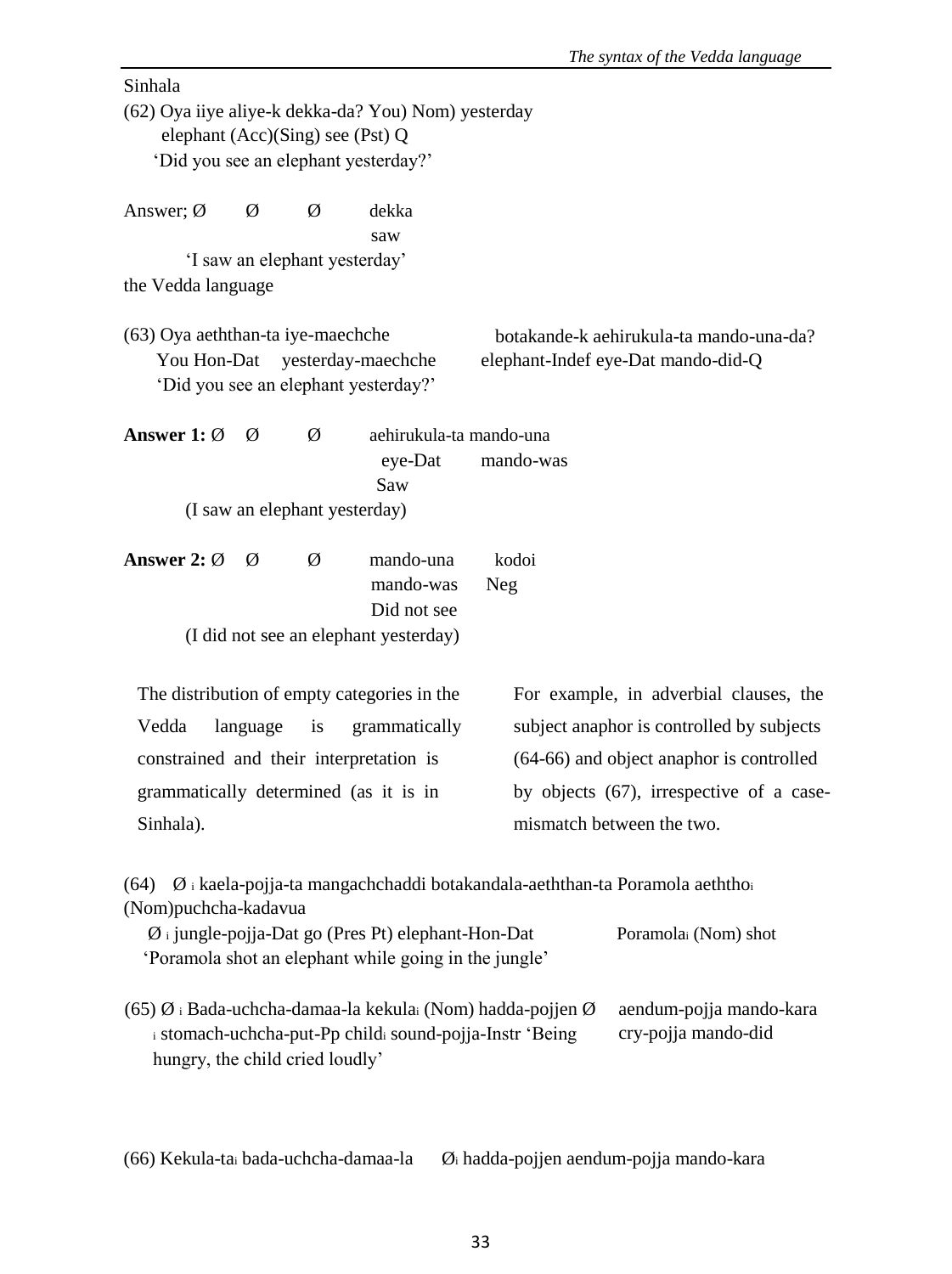Sinhala

(62) Oya iiye aliye-k dekka-da? You) Nom) yesterday
elephant (Acc)(Sing) see (Pst) Q
'Did you see an elephant yesterday?'

Answer; Ø Ø Ø dekka
saw
'I saw an elephant yesterday'

the Vedda language

(63) Oya aeththan-ta iye-maechche botakande-k aehirukula-ta mando-una-da?
You Hon-Dat yesterday-maechche elephant-Indef eye-Dat mando-did-Q
'Did you see an elephant yesterday?'

**Answer 1:** Ø Ø Ø aehirukula-ta mando-una
eye-Dat mando-was
Saw
(I saw an elephant yesterday)

**Answer 2:** Ø Ø Ø mando-una kodoi
mando-was Neg
Did not see
(I did not see an elephant yesterday)

The distribution of empty categories in the Vedda language is grammatically constrained and their interpretation is grammatically determined (as it is in Sinhala). For example, in adverbial clauses, the subject anaphor is controlled by subjects (64-66) and object anaphor is controlled by objects (67), irrespective of a case-mismatch between the two.

(64) Ø $_i$ kaela-pojja-ta mangachchaddi botakandala-aeththan-ta Poramola aeththo$_i$ (Nom)puchcha-kadavua
Ø $_i$ jungle-pojja-Dat go (Pres Pt) elephant-Hon-Dat Poramola$_i$ (Nom) shot
'Poramola shot an elephant while going in the jungle'

(65) Ø $_i$ Bada-uchcha-damaa-la kekula$_i$ (Nom) hadda-pojjen Ø aendum-pojja mando-kara
$_i$ stomach-uchcha-put-Pp child$_i$ sound-pojja-Instr cry-pojja mando-did
'Being hungry, the child cried loudly'

(66) Kekula-ta$_i$ bada-uchcha-damaa-la Ø$_i$ hadda-pojjen aendum-pojja mando-kara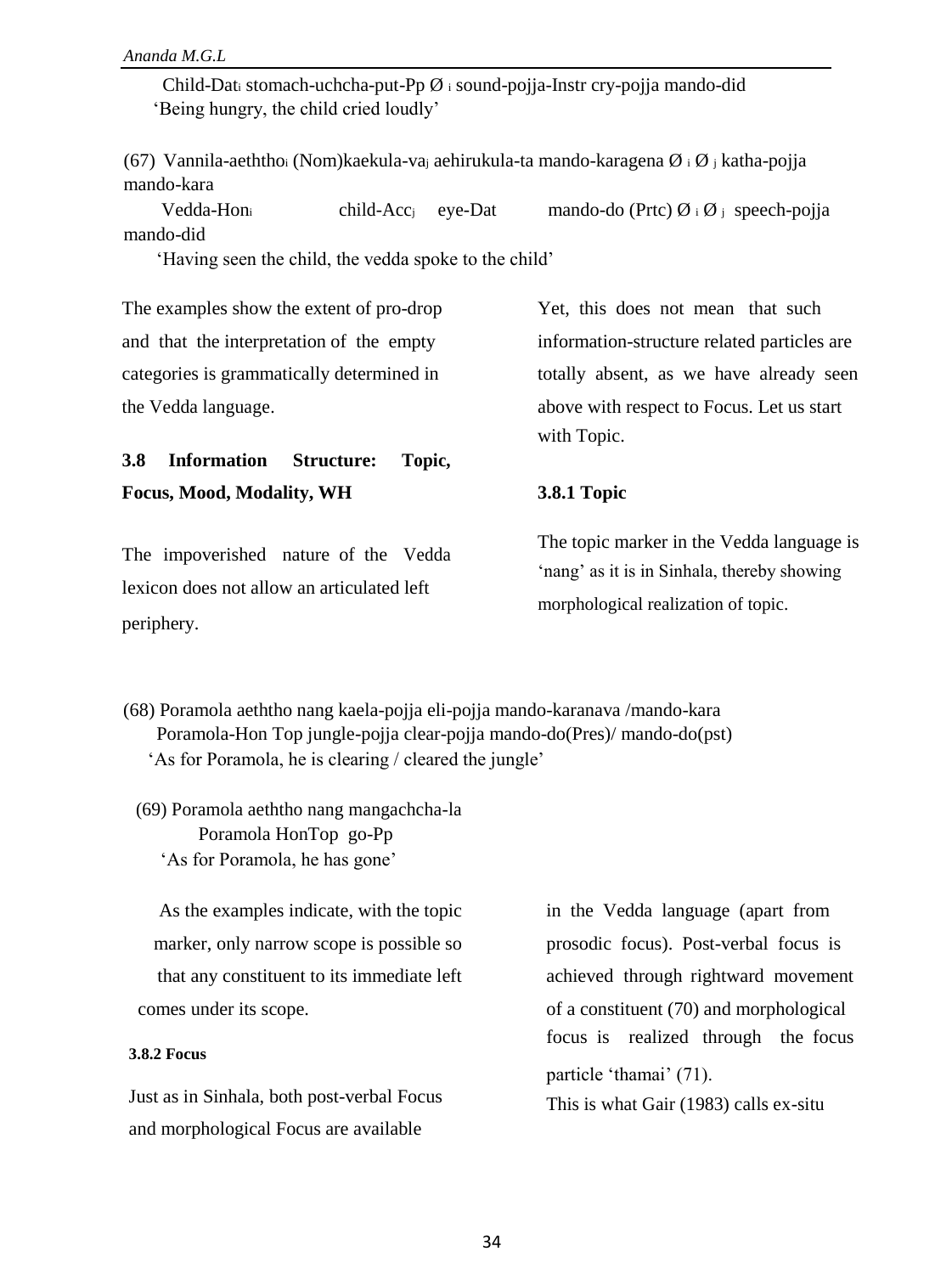Child-Dat$_i$ stomach-uchcha-put-Pp Ø $_i$ sound-pojja-Instr cry-pojja mando-did
'Being hungry, the child cried loudly'

(67) Vannila-aeththo$_i$ (Nom)kaekula-va$_j$ aehirukula-ta mando-karagena Ø $_i$ Ø $_j$ katha-pojja mando-kara
Vedda-Hon$_i$ child-Acc$_j$ eye-Dat mando-do (Prtc) Ø $_i$ Ø $_j$ speech-pojja mando-did
'Having seen the child, the vedda spoke to the child'

The examples show the extent of pro-drop and that the interpretation of the empty categories is grammatically determined in the Vedda language.

### 3.8 Information Structure: Topic, Focus, Mood, Modality, WH

The impoverished nature of the Vedda lexicon does not allow an articulated left periphery.

Yet, this does not mean that such information-structure related particles are totally absent, as we have already seen above with respect to Focus. Let us start with Topic.

#### 3.8.1 Topic

The topic marker in the Vedda language is 'nang' as it is in Sinhala, thereby showing morphological realization of topic.

(68) Poramola aeththo nang kaela-pojja eli-pojja mando-karanava /mando-kara
Poramola-Hon Top jungle-pojja clear-pojja mando-do(Pres)/ mando-do(pst)
'As for Poramola, he is clearing / cleared the jungle'

(69) Poramola aeththo nang mangachcha-la
Poramola HonTop go-Pp
'As for Poramola, he has gone'

As the examples indicate, with the topic marker, only narrow scope is possible so that any constituent to its immediate left comes under its scope.

#### 3.8.2 Focus

Just as in Sinhala, both post-verbal Focus and morphological Focus are available in the Vedda language (apart from prosodic focus). Post-verbal focus is achieved through rightward movement of a constituent (70) and morphological focus is realized through the focus particle 'thamai' (71).
This is what Gair (1983) calls ex-situ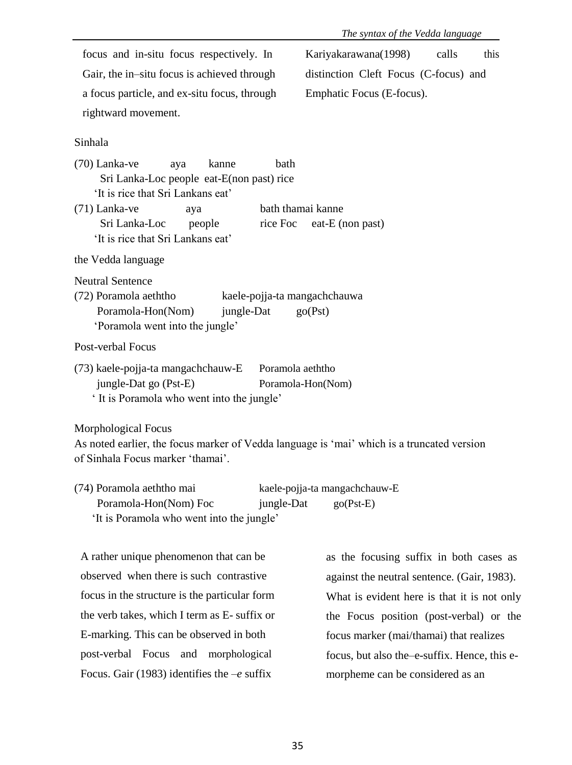focus and in-situ focus respectively. In Gair, the in–situ focus is achieved through a focus particle, and ex-situ focus, through rightward movement. Kariyakarawana(1998) calls this distinction Cleft Focus (C-focus) and Emphatic Focus (E-focus).

Sinhala

(70) Lanka-ve aya kanne bath
Sri Lanka-Loc people eat-E(non past) rice
'It is rice that Sri Lankans eat'

(71) Lanka-ve aya bath thamai kanne
Sri Lanka-Loc people rice Foc eat-E (non past)
'It is rice that Sri Lankans eat'

the Vedda language

Neutral Sentence

(72) Poramola aeththo kaele-pojja-ta mangachchauwa
Poramola-Hon(Nom) jungle-Dat go(Pst)
'Poramola went into the jungle'

Post-verbal Focus

(73) kaele-pojja-ta mangachchauw-E Poramola aeththo
jungle-Dat go (Pst-E) Poramola-Hon(Nom)
' It is Poramola who went into the jungle'

Morphological Focus

As noted earlier, the focus marker of Vedda language is 'mai' which is a truncated version of Sinhala Focus marker 'thamai'.

(74) Poramola aeththo mai kaele-pojja-ta mangachchauw-E
Poramola-Hon(Nom) Foc jungle-Dat go(Pst-E)
'It is Poramola who went into the jungle'

A rather unique phenomenon that can be observed when there is such contrastive focus in the structure is the particular form the verb takes, which I term as E- suffix or E-marking. This can be observed in both post-verbal Focus and morphological Focus. Gair (1983) identifies the –*e* suffix as the focusing suffix in both cases as against the neutral sentence. (Gair, 1983). What is evident here is that it is not only the Focus position (post-verbal) or the focus marker (mai/thamai) that realizes focus, but also the–e-suffix. Hence, this e-morpheme can be considered as an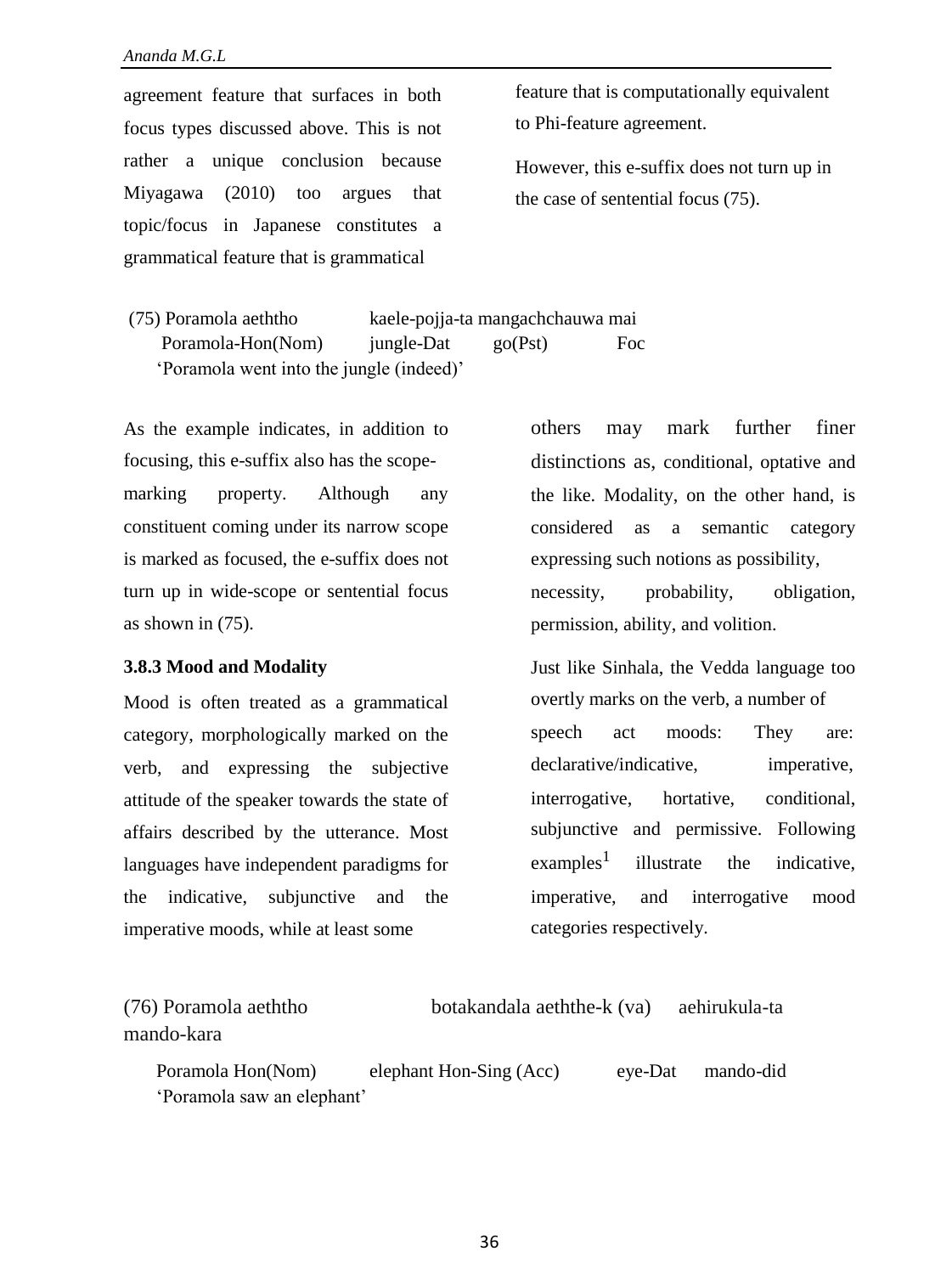agreement feature that surfaces in both focus types discussed above. This is not rather a unique conclusion because Miyagawa (2010) too argues that topic/focus in Japanese constitutes a grammatical feature that is grammatical feature that is computationally equivalent to Phi-feature agreement.

However, this e-suffix does not turn up in the case of sentential focus (75).

(75) Poramola aeththo kaele-pojja-ta mangachchauwa mai
Poramola-Hon(Nom) jungle-Dat go(Pst) Foc
'Poramola went into the jungle (indeed)'

As the example indicates, in addition to focusing, this e-suffix also has the scope-marking property. Although any constituent coming under its narrow scope is marked as focused, the e-suffix does not turn up in wide-scope or sentential focus as shown in (75).

### 3.8.3 Mood and Modality

Mood is often treated as a grammatical category, morphologically marked on the verb, and expressing the subjective attitude of the speaker towards the state of affairs described by the utterance. Most languages have independent paradigms for the indicative, subjunctive and the imperative moods, while at least some others may mark further finer distinctions as, conditional, optative and the like. Modality, on the other hand, is considered as a semantic category expressing such notions as possibility, necessity, probability, obligation, permission, ability, and volition.

Just like Sinhala, the Vedda language too overtly marks on the verb, a number of speech act moods: They are: declarative/indicative, imperative, interrogative, hortative, conditional, subjunctive and permissive. Following examples[1] illustrate the indicative, imperative, and interrogative mood categories respectively.

(76) Poramola aeththo botakandala aeththe-k (va) aehirukula-ta mando-kara
Poramola Hon(Nom) elephant Hon-Sing (Acc) eye-Dat mando-did
'Poramola saw an elephant'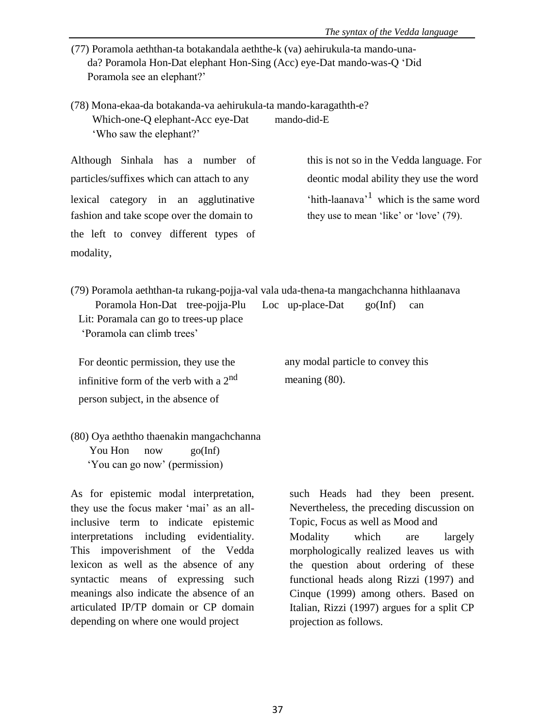(77) Poramola aeththan-ta botakandala aeththe-k (va) aehirukula-ta mando-una-da? Poramola Hon-Dat elephant Hon-Sing (Acc) eye-Dat mando-was-Q 'Did Poramola see an elephant?'

(78) Mona-ekaa-da botakanda-va aehirukula-ta mando-karagathth-e?
Which-one-Q elephant-Acc eye-Dat mando-did-E
'Who saw the elephant?'

Although Sinhala has a number of particles/suffixes which can attach to any lexical category in an agglutinative fashion and take scope over the domain to the left to convey different types of modality, this is not so in the Vedda language. For deontic modal ability they use the word 'hith-laanava'[1] which is the same word they use to mean 'like' or 'love' (79).

(79) Poramola aeththan-ta rukang-pojja-val vala uda-thena-ta mangachchanna hithlaanava
Poramola Hon-Dat tree-pojja-Plu Loc up-place-Dat go(Inf) can
Lit: Poramala can go to trees-up place
'Poramola can climb trees'

For deontic permission, they use the infinitive form of the verb with a 2nd person subject, in the absence of any modal particle to convey this meaning (80).

(80) Oya aeththo thaenakin mangachchanna
You Hon now go(Inf)
'You can go now' (permission)

As for epistemic modal interpretation, they use the focus maker 'mai' as an all-inclusive term to indicate epistemic interpretations including evidentiality. This impoverishment of the Vedda lexicon as well as the absence of any syntactic means of expressing such meanings also indicate the absence of an articulated IP/TP domain or CP domain depending on where one would project such Heads had they been present. Nevertheless, the preceding discussion on Topic, Focus as well as Mood and Modality which are largely morphologically realized leaves us with the question about ordering of these functional heads along Rizzi (1997) and Cinque (1999) among others. Based on Italian, Rizzi (1997) argues for a split CP projection as follows.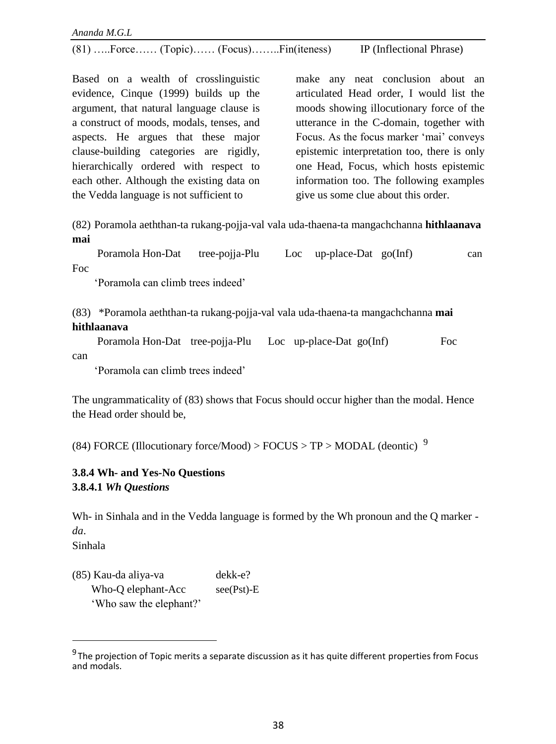(81) …..Force…… (Topic)…… (Focus)……..Fin(iteness)        IP (Inflectional Phrase)

Based on a wealth of crosslinguistic evidence, Cinque (1999) builds up the argument, that natural language clause is a construct of moods, modals, tenses, and aspects. He argues that these major clause-building categories are rigidly, hierarchically ordered with respect to each other. Although the existing data on the Vedda language is not sufficient to make any neat conclusion about an articulated Head order, I would list the moods showing illocutionary force of the utterance in the C-domain, together with Focus. As the focus marker 'mai' conveys epistemic interpretation too, there is only one Head, Focus, which hosts epistemic information too. The following examples give us some clue about this order.

(82) Poramola aeththan-ta rukang-pojja-val vala uda-thaena-ta mangachchanna **hithlaanava mai**
     Poramola Hon-Dat      tree-pojja-Plu      Loc    up-place-Dat   go(Inf)      can      Foc
     'Poramola can climb trees indeed'

(83)  *Poramola aeththan-ta rukang-pojja-val vala uda-thaena-ta mangachchanna **mai hithlaanava**
     Poramola Hon-Dat   tree-pojja-Plu     Loc   up-place-Dat  go(Inf)      Foc      can
     'Poramola can climb trees indeed'

The ungrammaticality of (83) shows that Focus should occur higher than the modal. Hence the Head order should be,

(84) FORCE (Illocutionary force/Mood) > FOCUS > TP > MODAL (deontic) [9]

### 3.8.4 Wh- and Yes-No Questions

#### 3.8.4.1 *Wh Questions*

Wh- in Sinhala and in the Vedda language is formed by the Wh pronoun and the Q marker -*da*.

Sinhala

(85) Kau-da aliya-va          dekk-e?
     Who-Q elephant-Acc       see(Pst)-E
     'Who saw the elephant?'

---

[9] The projection of Topic merits a separate discussion as it has quite different properties from Focus and modals.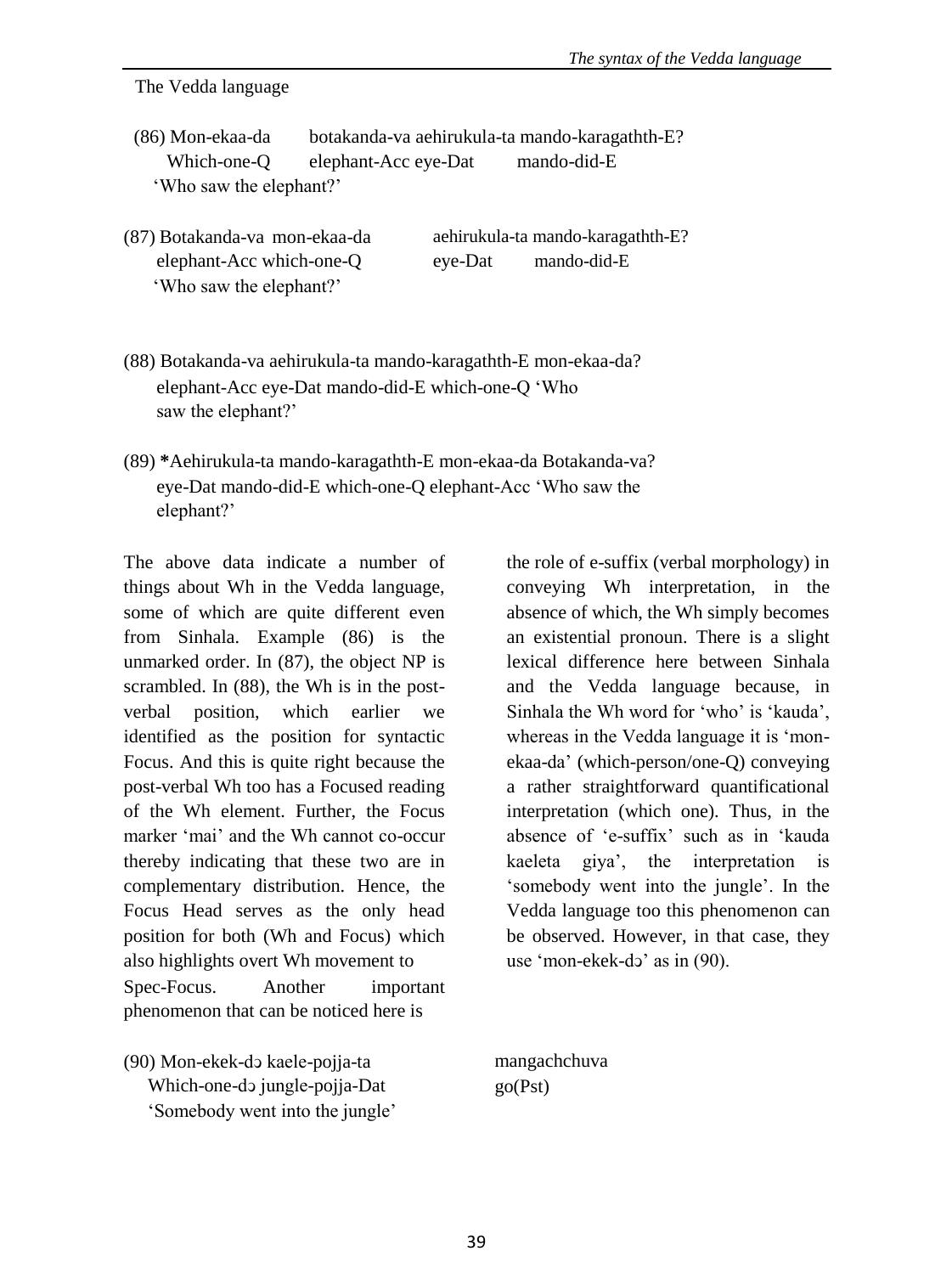The Vedda language

(86) Mon-ekaa-da botakanda-va aehirukula-ta mando-karagathth-E?
Which-one-Q elephant-Acc eye-Dat mando-did-E
'Who saw the elephant?'

(87) Botakanda-va mon-ekaa-da aehirukula-ta mando-karagathth-E?
elephant-Acc which-one-Q eye-Dat mando-did-E
'Who saw the elephant?'

(88) Botakanda-va aehirukula-ta mando-karagathth-E mon-ekaa-da?
elephant-Acc eye-Dat mando-did-E which-one-Q 'Who saw the elephant?'

(89) **\***Aehirukula-ta mando-karagathth-E mon-ekaa-da Botakanda-va?
eye-Dat mando-did-E which-one-Q elephant-Acc 'Who saw the elephant?'

The above data indicate a number of things about Wh in the Vedda language, some of which are quite different even from Sinhala. Example (86) is the unmarked order. In (87), the object NP is scrambled. In (88), the Wh is in the post-verbal position, which earlier we identified as the position for syntactic Focus. And this is quite right because the post-verbal Wh too has a Focused reading of the Wh element. Further, the Focus marker 'mai' and the Wh cannot co-occur thereby indicating that these two are in complementary distribution. Hence, the Focus Head serves as the only head position for both (Wh and Focus) which also highlights overt Wh movement to Spec-Focus. Another important phenomenon that can be noticed here is the role of e-suffix (verbal morphology) in conveying Wh interpretation, in the absence of which, the Wh simply becomes an existential pronoun. There is a slight lexical difference here between Sinhala and the Vedda language because, in Sinhala the Wh word for 'who' is 'kauda', whereas in the Vedda language it is 'mon-ekaa-da' (which-person/one-Q) conveying a rather straightforward quantificational interpretation (which one). Thus, in the absence of 'e-suffix' such as in 'kauda kaeleta giya', the interpretation is 'somebody went into the jungle'. In the Vedda language too this phenomenon can be observed. However, in that case, they use 'mon-ekek-dɔ' as in (90).

(90) Mon-ekek-dɔ kaele-pojja-ta mangachchuva
Which-one-dɔ jungle-pojja-Dat go(Pst)
'Somebody went into the jungle'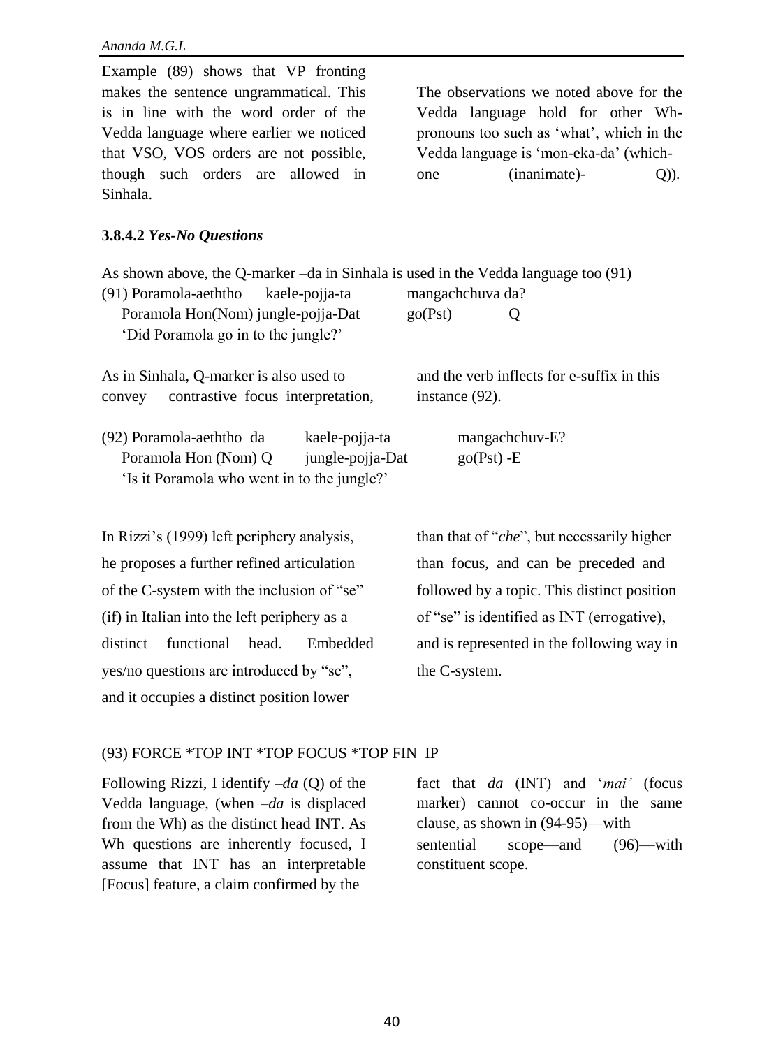Example (89) shows that VP fronting makes the sentence ungrammatical. This is in line with the word order of the Vedda language where earlier we noticed that VSO, VOS orders are not possible, though such orders are allowed in Sinhala.

The observations we noted above for the Vedda language hold for other Wh-pronouns too such as 'what', which in the Vedda language is 'mon-eka-da' (which-one (inanimate)- Q)).

### 3.8.4.2 *Yes-No Questions*

As shown above, the Q-marker –da in Sinhala is used in the Vedda language too (91)

(91) Poramola-aeththo kaele-pojja-ta mangachchuva da?
 Poramola Hon(Nom) jungle-pojja-Dat go(Pst) Q
 'Did Poramola go in to the jungle?'

As in Sinhala, Q-marker is also used to convey contrastive focus interpretation, and the verb inflects for e-suffix in this instance (92).

(92) Poramola-aeththo da kaele-pojja-ta mangachchuv-E?
 Poramola Hon (Nom) Q jungle-pojja-Dat go(Pst) -E
 'Is it Poramola who went in to the jungle?'

In Rizzi's (1999) left periphery analysis, he proposes a further refined articulation of the C-system with the inclusion of "se" (if) in Italian into the left periphery as a distinct functional head. Embedded yes/no questions are introduced by "se", and it occupies a distinct position lower than that of "*che*", but necessarily higher than focus, and can be preceded and followed by a topic. This distinct position of "se" is identified as INT (errogative), and is represented in the following way in the C-system.

(93) FORCE *TOP INT *TOP FOCUS *TOP FIN IP

Following Rizzi, I identify *–da* (Q) of the Vedda language, (when *–da* is displaced from the Wh) as the distinct head INT. As Wh questions are inherently focused, I assume that INT has an interpretable [Focus] feature, a claim confirmed by the fact that *da* (INT) and '*mai'* (focus marker) cannot co-occur in the same clause, as shown in (94-95)—with sentential scope—and (96)—with constituent scope.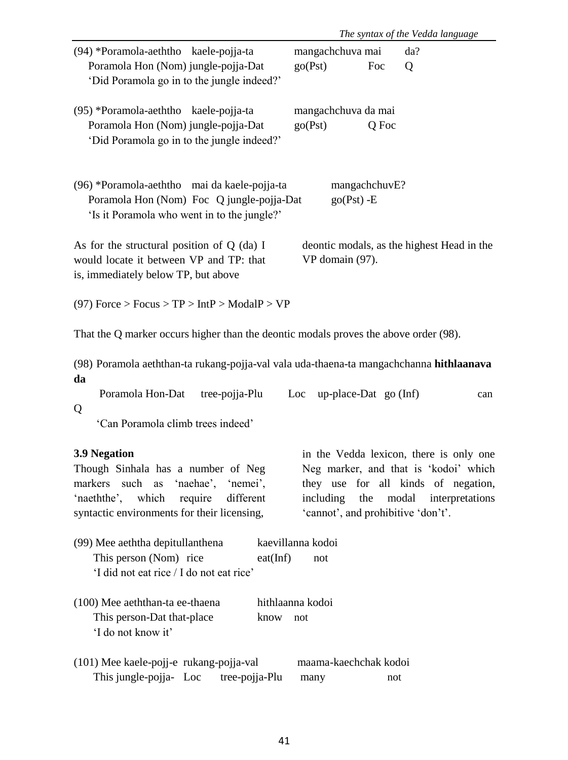(94) *Poramola-aeththo kaele-pojja-ta mangachchuva mai da?
Poramola Hon (Nom) jungle-pojja-Dat go(Pst) Foc Q
'Did Poramola go in to the jungle indeed?'

(95) *Poramola-aeththo kaele-pojja-ta mangachchuva da mai
Poramola Hon (Nom) jungle-pojja-Dat go(Pst) Q Foc
'Did Poramola go in to the jungle indeed?'

(96) *Poramola-aeththo mai da kaele-pojja-ta mangachchuvE?
Poramola Hon (Nom) Foc Q jungle-pojja-Dat go(Pst) -E
'Is it Poramola who went in to the jungle?'

As for the structural position of Q (da) I would locate it between VP and TP: that is, immediately below TP, but above deontic modals, as the highest Head in the VP domain (97).

(97) Force > Focus > TP > IntP > ModalP > VP

That the Q marker occurs higher than the deontic modals proves the above order (98).

(98) Poramola aeththan-ta rukang-pojja-val vala uda-thaena-ta mangachchanna **hithlaanava da**
Poramola Hon-Dat tree-pojja-Plu Loc up-place-Dat go (Inf) can Q
'Can Poramola climb trees indeed'

**3.9 Negation**

Though Sinhala has a number of Neg markers such as 'naehae', 'nemei', 'naeththe', which require different syntactic environments for their licensing, in the Vedda lexicon, there is only one Neg marker, and that is 'kodoi' which they use for all kinds of negation, including the modal interpretations 'cannot', and prohibitive 'don't'.

(99) Mee aeththa depitullanthena kaevillanna kodoi
This person (Nom) rice eat(Inf) not
'I did not eat rice / I do not eat rice'

(100) Mee aeththan-ta ee-thaena hithlaanna kodoi
This person-Dat that-place know not
'I do not know it'

(101) Mee kaele-pojj-e rukang-pojja-val maama-kaechchak kodoi
This jungle-pojja- Loc tree-pojja-Plu many not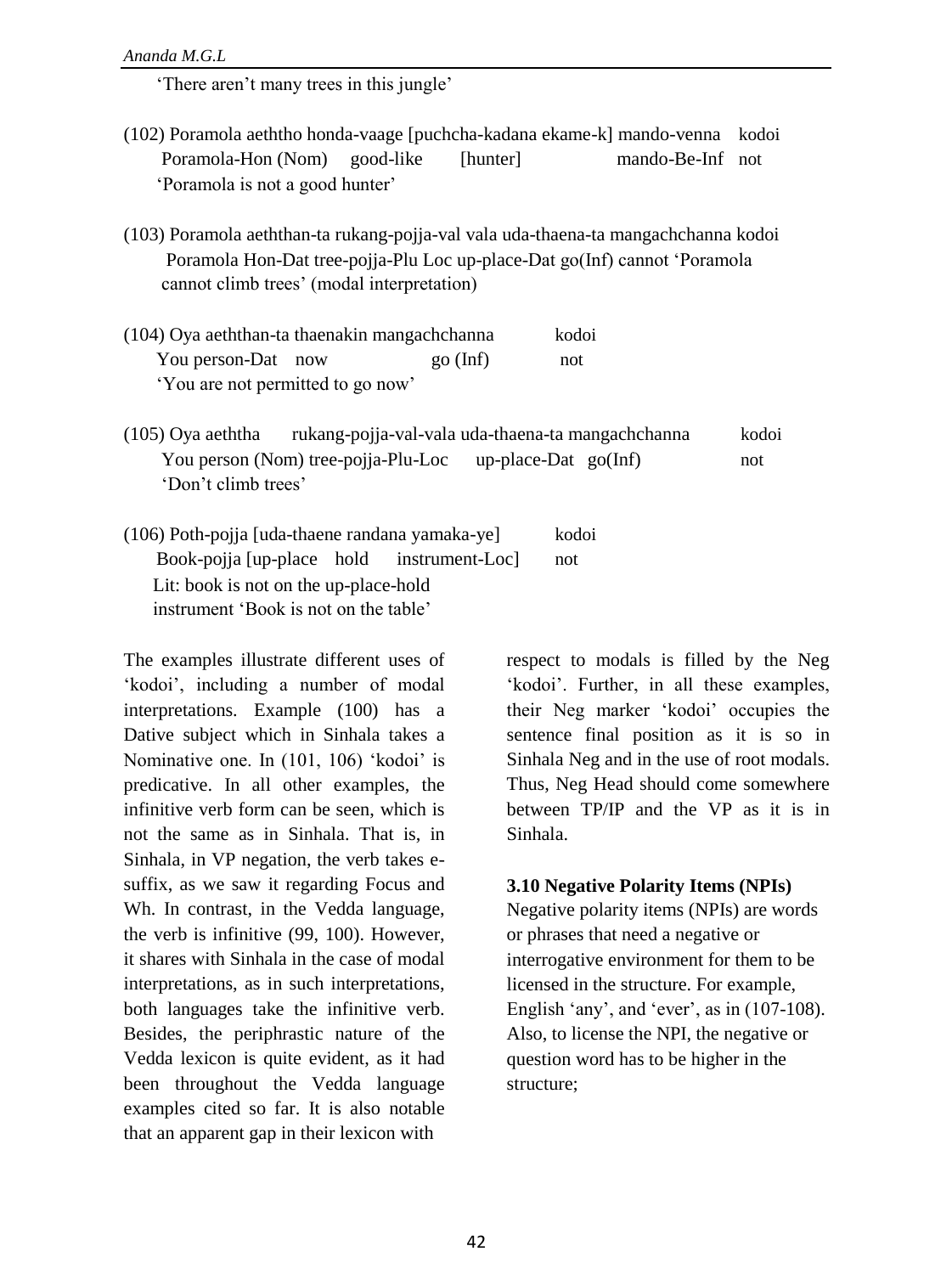'There aren't many trees in this jungle'

(102) Poramola aeththo honda-vaage [puchcha-kadana ekame-k] mando-venna kodoi
Poramola-Hon (Nom) good-like [hunter] mando-Be-Inf not
'Poramola is not a good hunter'

(103) Poramola aeththan-ta rukang-pojja-val vala uda-thaena-ta mangachchanna kodoi
Poramola Hon-Dat tree-pojja-Plu Loc up-place-Dat go(Inf) cannot 'Poramola cannot climb trees' (modal interpretation)

(104) Oya aeththan-ta thaenakin mangachchanna kodoi
You person-Dat now go (Inf) not
'You are not permitted to go now'

(105) Oya aeththa rukang-pojja-val-vala uda-thaena-ta mangachchanna kodoi
You person (Nom) tree-pojja-Plu-Loc up-place-Dat go(Inf) not
'Don't climb trees'

(106) Poth-pojja [uda-thaene randana yamaka-ye] kodoi
Book-pojja [up-place hold instrument-Loc] not
Lit: book is not on the up-place-hold instrument 'Book is not on the table'

The examples illustrate different uses of 'kodoi', including a number of modal interpretations. Example (100) has a Dative subject which in Sinhala takes a Nominative one. In (101, 106) 'kodoi' is predicative. In all other examples, the infinitive verb form can be seen, which is not the same as in Sinhala. That is, in Sinhala, in VP negation, the verb takes e-suffix, as we saw it regarding Focus and Wh. In contrast, in the Vedda language, the verb is infinitive (99, 100). However, it shares with Sinhala in the case of modal interpretations, as in such interpretations, both languages take the infinitive verb. Besides, the periphrastic nature of the Vedda lexicon is quite evident, as it had been throughout the Vedda language examples cited so far. It is also notable that an apparent gap in their lexicon with respect to modals is filled by the Neg 'kodoi'. Further, in all these examples, their Neg marker 'kodoi' occupies the sentence final position as it is so in Sinhala Neg and in the use of root modals. Thus, Neg Head should come somewhere between TP/IP and the VP as it is in Sinhala.

### 3.10 Negative Polarity Items (NPIs)

Negative polarity items (NPIs) are words or phrases that need a negative or interrogative environment for them to be licensed in the structure. For example, English 'any', and 'ever', as in (107-108). Also, to license the NPI, the negative or question word has to be higher in the structure;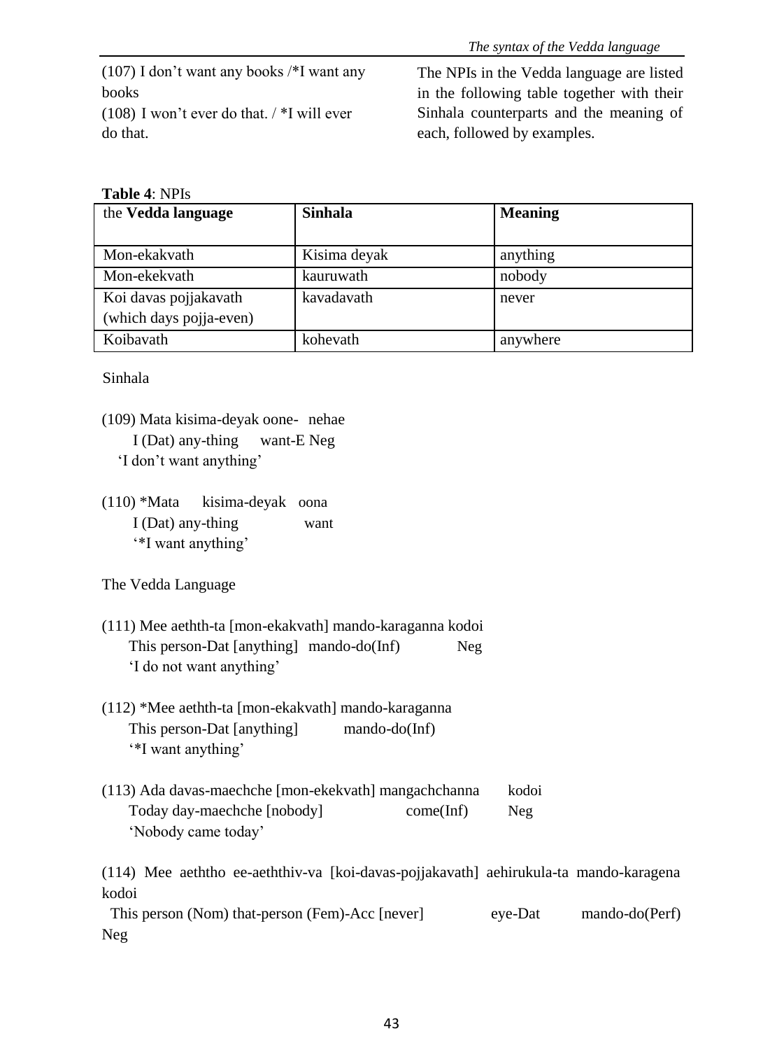(107) I don't want any books /*I want any books

(108) I won't ever do that. / *I will ever do that.

The NPIs in the Vedda language are listed in the following table together with their Sinhala counterparts and the meaning of each, followed by examples.

**Table 4**: NPIs

| the **Vedda language** | **Sinhala** | **Meaning** |
|---|---|---|
| Mon-ekakvath | Kisima deyak | anything |
| Mon-ekekvath | kauruwath | nobody |
| Koi davas pojjakavath (which days pojja-even) | kavadavath | never |
| Koibavath | kohevath | anywhere |

Sinhala

(109) Mata kisima-deyak oone- nehae
 I (Dat) any-thing want-E Neg
 'I don't want anything'

(110) *Mata kisima-deyak oona
 I (Dat) any-thing want
 '*I want anything'

The Vedda Language

(111) Mee aethth-ta [mon-ekakvath] mando-karaganna kodoi
 This person-Dat [anything] mando-do(Inf) Neg
 'I do not want anything'

(112) *Mee aethth-ta [mon-ekakvath] mando-karaganna
 This person-Dat [anything] mando-do(Inf)
 '*I want anything'

(113) Ada davas-maechche [mon-ekekvath] mangachchanna kodoi
 Today day-maechche [nobody] come(Inf) Neg
 'Nobody came today'

(114) Mee aeththo ee-aeththiv-va [koi-davas-pojjakavath] aehirukula-ta mando-karagena kodoi
 This person (Nom) that-person (Fem)-Acc [never] eye-Dat mando-do(Perf) Neg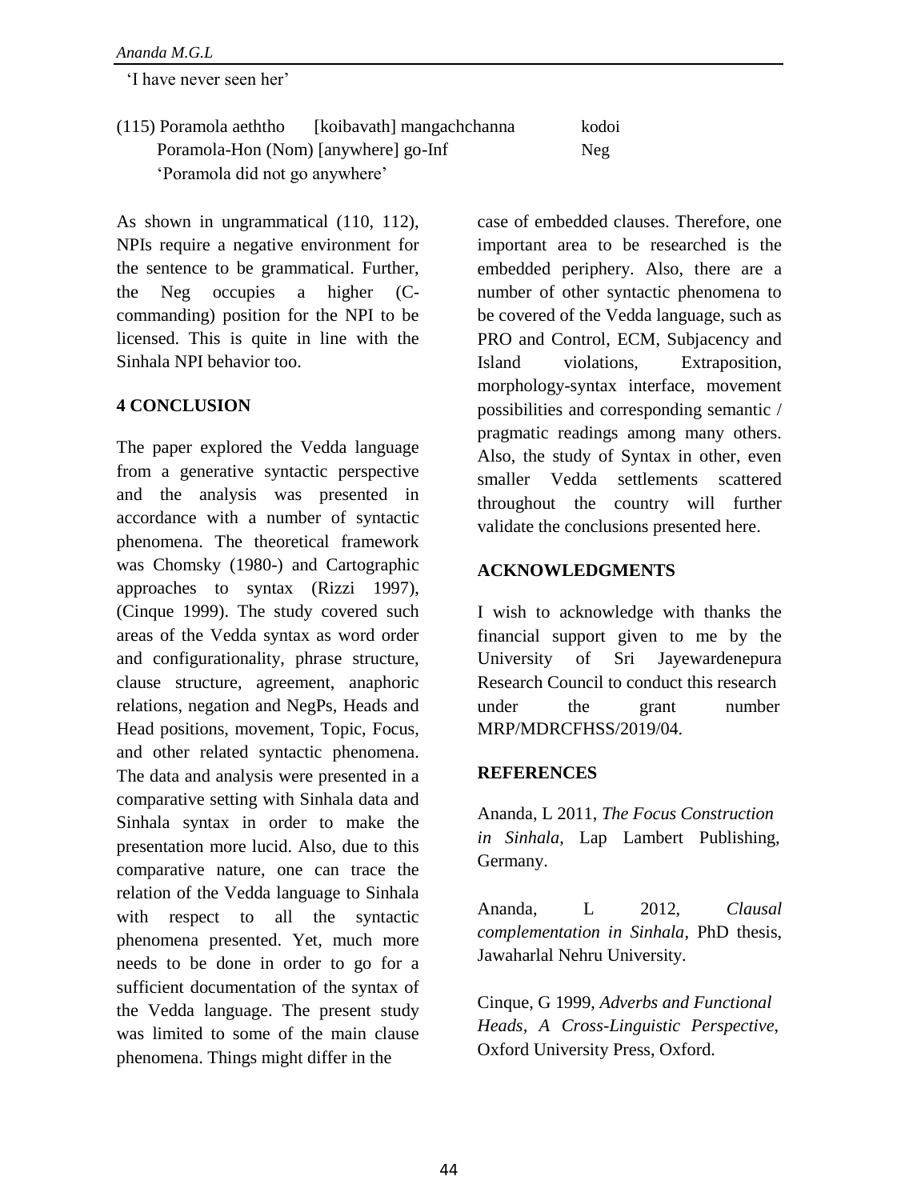'I have never seen her'

(115) Poramola aeththo [koibavath] mangachchanna kodoi
Poramola-Hon (Nom) [anywhere] go-Inf Neg
'Poramola did not go anywhere'

As shown in ungrammatical (110, 112), NPIs require a negative environment for the sentence to be grammatical. Further, the Neg occupies a higher (C-commanding) position for the NPI to be licensed. This is quite in line with the Sinhala NPI behavior too.

## 4 CONCLUSION

The paper explored the Vedda language from a generative syntactic perspective and the analysis was presented in accordance with a number of syntactic phenomena. The theoretical framework was Chomsky (1980-) and Cartographic approaches to syntax (Rizzi 1997), (Cinque 1999). The study covered such areas of the Vedda syntax as word order and configurationality, phrase structure, clause structure, agreement, anaphoric relations, negation and NegPs, Heads and Head positions, movement, Topic, Focus, and other related syntactic phenomena. The data and analysis were presented in a comparative setting with Sinhala data and Sinhala syntax in order to make the presentation more lucid. Also, due to this comparative nature, one can trace the relation of the Vedda language to Sinhala with respect to all the syntactic phenomena presented. Yet, much more needs to be done in order to go for a sufficient documentation of the syntax of the Vedda language. The present study was limited to some of the main clause phenomena. Things might differ in the case of embedded clauses. Therefore, one important area to be researched is the embedded periphery. Also, there are a number of other syntactic phenomena to be covered of the Vedda language, such as PRO and Control, ECM, Subjacency and Island violations, Extraposition, morphology-syntax interface, movement possibilities and corresponding semantic / pragmatic readings among many others. Also, the study of Syntax in other, even smaller Vedda settlements scattered throughout the country will further validate the conclusions presented here.

## ACKNOWLEDGMENTS

I wish to acknowledge with thanks the financial support given to me by the University of Sri Jayewardenepura Research Council to conduct this research under the grant number MRP/MDRCFHSS/2019/04.

## REFERENCES

Ananda, L 2011, *The Focus Construction in Sinhala*, Lap Lambert Publishing, Germany.

Ananda, L 2012, *Clausal complementation in Sinhala*, PhD thesis, Jawaharlal Nehru University.

Cinque, G 1999, *Adverbs and Functional Heads, A Cross-Linguistic Perspective*, Oxford University Press, Oxford.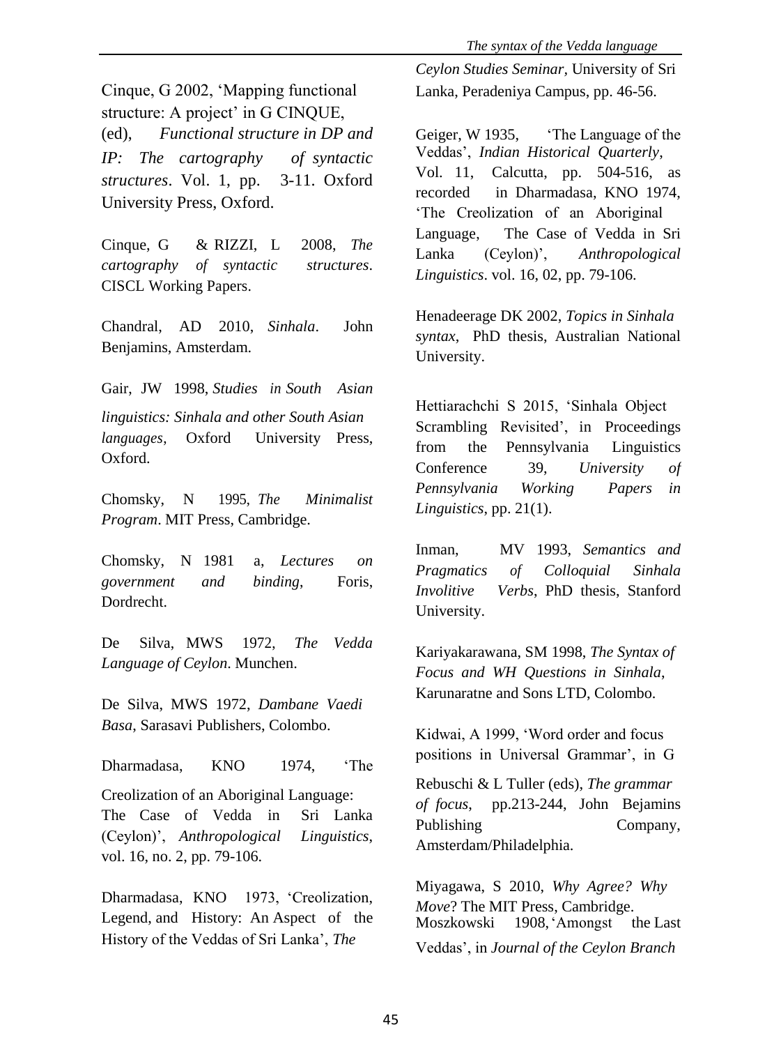Cinque, G 2002, 'Mapping functional structure: A project' in G CINQUE, (ed), *Functional structure in DP and IP: The cartography of syntactic structures*. Vol. 1, pp. 3-11. Oxford University Press, Oxford.

Cinque, G & RIZZI, L 2008, *The cartography of syntactic structures*. CISCL Working Papers.

Chandral, AD 2010, *Sinhala*. John Benjamins, Amsterdam.

Gair, JW 1998, *Studies in South Asian linguistics: Sinhala and other South Asian languages*, Oxford University Press, Oxford.

Chomsky, N 1995, *The Minimalist Program*. MIT Press, Cambridge.

Chomsky, N 1981 a, *Lectures on government and binding*, Foris, Dordrecht.

De Silva, MWS 1972, *The Vedda Language of Ceylon*. Munchen.

De Silva, MWS 1972, *Dambane Vaedi Basa*, Sarasavi Publishers, Colombo.

Dharmadasa, KNO 1974, 'The Creolization of an Aboriginal Language: The Case of Vedda in Sri Lanka (Ceylon)', *Anthropological Linguistics*, vol. 16, no. 2, pp. 79-106.

Dharmadasa, KNO 1973, 'Creolization, Legend, and History: An Aspect of the History of the Veddas of Sri Lanka', *The Ceylon Studies Seminar*, University of Sri Lanka, Peradeniya Campus, pp. 46-56.

Geiger, W 1935, 'The Language of the Veddas', *Indian Historical Quarterly*, Vol. 11, Calcutta, pp. 504-516, as recorded in Dharmadasa, KNO 1974, 'The Creolization of an Aboriginal Language, The Case of Vedda in Sri Lanka (Ceylon)', *Anthropological Linguistics*. vol. 16, 02, pp. 79-106.

Henadeerage DK 2002, *Topics in Sinhala syntax*, PhD thesis, Australian National University.

Hettiarachchi S 2015, 'Sinhala Object Scrambling Revisited', in Proceedings from the Pennsylvania Linguistics Conference 39, *University of Pennsylvania Working Papers in Linguistics*, pp. 21(1).

Inman, MV 1993, *Semantics and Pragmatics of Colloquial Sinhala Involitive Verbs*, PhD thesis, Stanford University.

Kariyakarawana, SM 1998, *The Syntax of Focus and WH Questions in Sinhala*, Karunaratne and Sons LTD, Colombo.

Kidwai, A 1999, 'Word order and focus positions in Universal Grammar', in G Rebuschi & L Tuller (eds), *The grammar of focus*, pp.213-244, John Bejamins Publishing Company, Amsterdam/Philadelphia.

Miyagawa, S 2010, *Why Agree? Why Move*? The MIT Press, Cambridge.

Moszkowski 1908, 'Amongst the Last Veddas', in *Journal of the Ceylon Branch*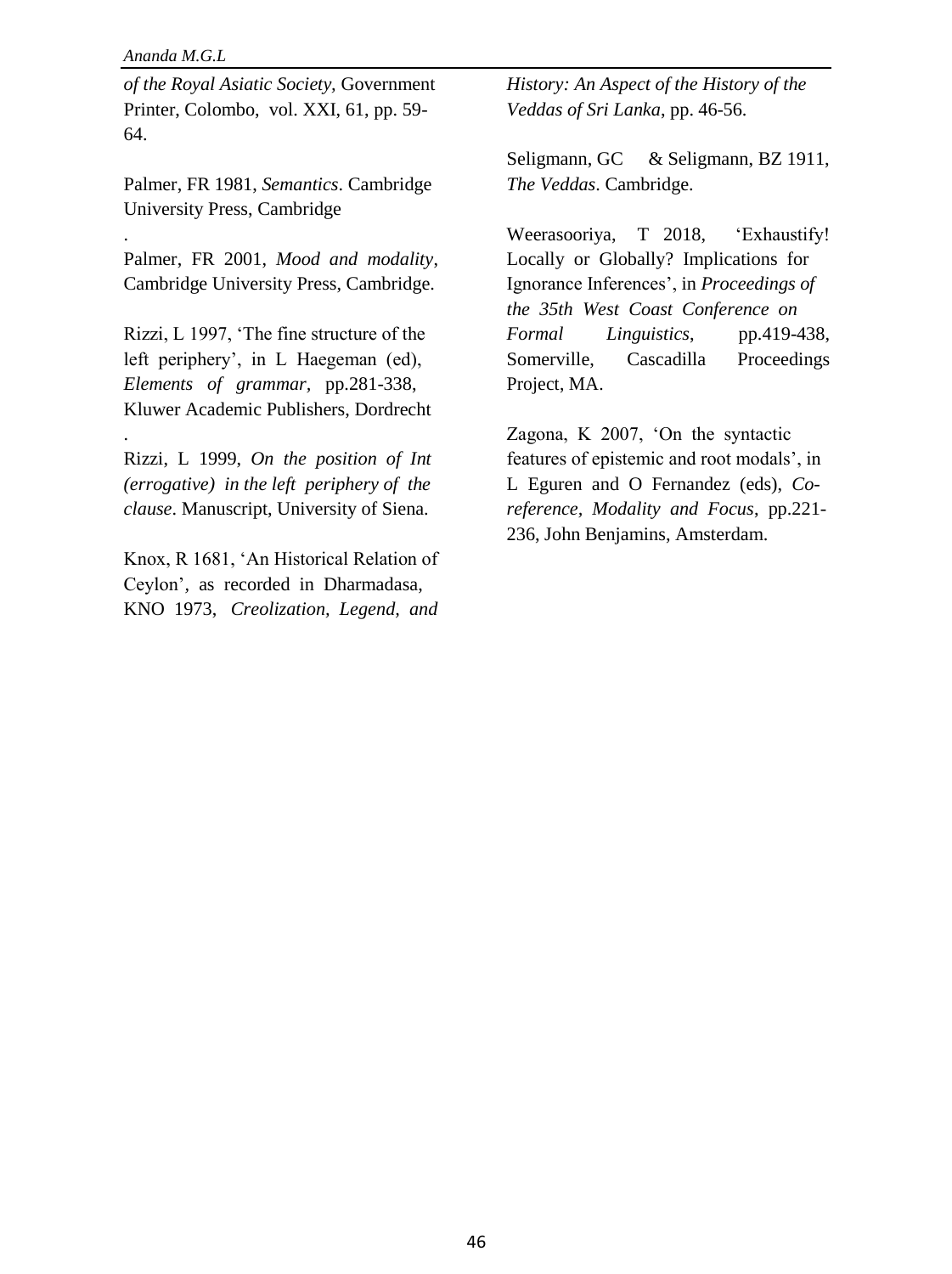*of the Royal Asiatic Society,* Government Printer, Colombo, vol. XXI, 61, pp. 59-64.

Palmer, FR 1981, *Semantics*. Cambridge University Press, Cambridge
.

Palmer, FR 2001, *Mood and modality*, Cambridge University Press, Cambridge.

Rizzi, L 1997, 'The fine structure of the left periphery', in L Haegeman (ed), *Elements of grammar*, pp.281-338, Kluwer Academic Publishers, Dordrecht
.

Rizzi, L 1999, *On the position of Int (errogative) in the left periphery of the clause*. Manuscript, University of Siena.

Knox, R 1681, 'An Historical Relation of Ceylon', as recorded in Dharmadasa, KNO 1973, *Creolization, Legend, and History: An Aspect of the History of the Veddas of Sri Lanka*, pp. 46-56.

Seligmann, GC & Seligmann, BZ 1911, *The Veddas*. Cambridge.

Weerasooriya, T 2018, 'Exhaustify! Locally or Globally? Implications for Ignorance Inferences', in *Proceedings of the 35th West Coast Conference on Formal Linguistics*, pp.419-438, Somerville, Cascadilla Proceedings Project, MA.

Zagona, K 2007, 'On the syntactic features of epistemic and root modals', in L Eguren and O Fernandez (eds), *Co-reference, Modality and Focus*, pp.221-236, John Benjamins, Amsterdam.